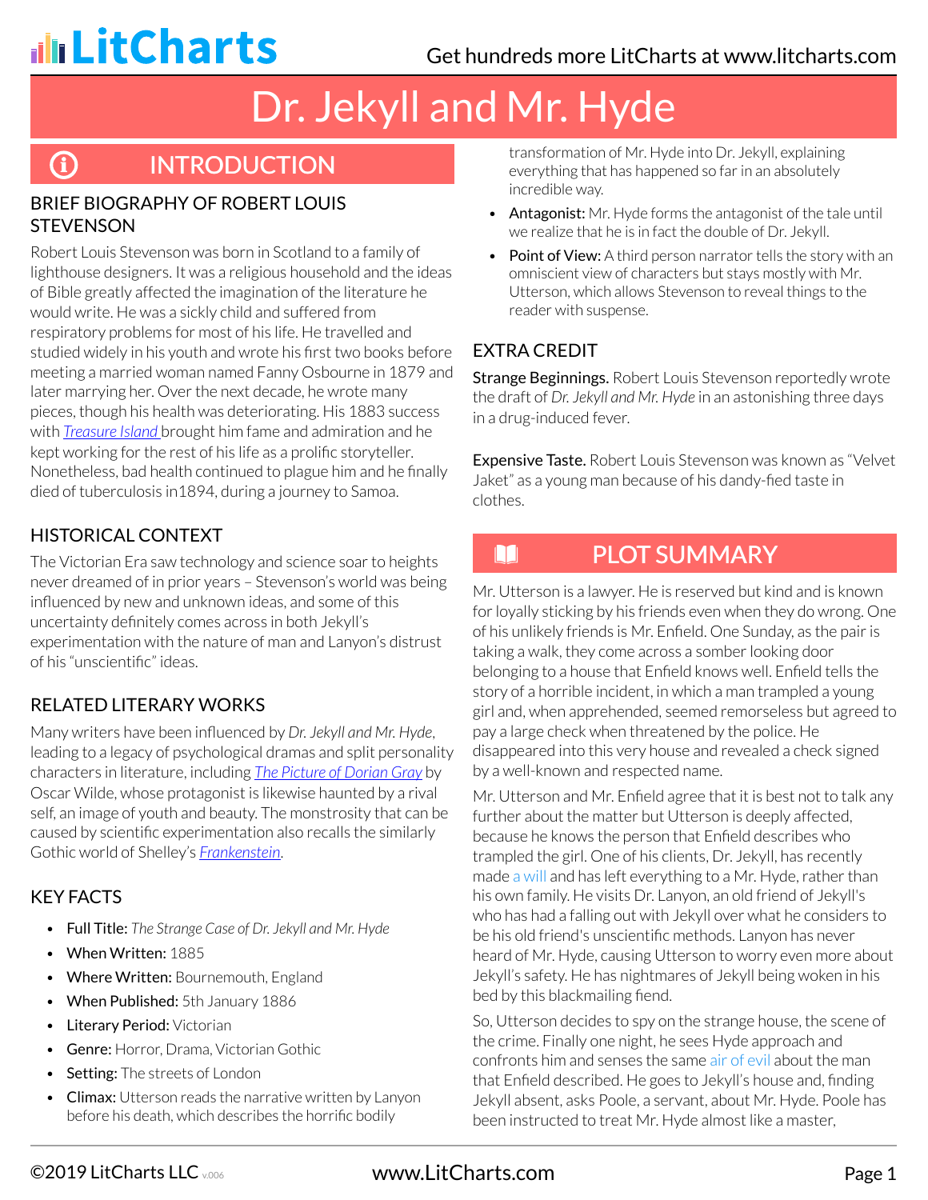# Dr. Jekyll and Mr. Hyde

## INTRODUCTION

### BRIEF BIOGRAPHY OF ROBERT LOUIS STEVENSON

Robert Louis Stevenson was born in Scotland to a family of lighthouse designers. It was a religious household and the ideas of Bible greatly affected the imagination of the literature he would write. He was a sickly child and suffered from respiratory problems for most of his life. He travelled and studied widely in his youth and wrote his first two books before meeting a married woman named Fanny Osbourne in 1879 and later marrying her. Over the next decade, he wrote many pieces, though his health was deteriorating. His 1883 success with *Treasure Island* brought him fame and admiration and he kept working for the rest of his life as a prolific storyteller. Nonetheless, bad health continued to plague him and he finally died of tuberculosis in1894, during a journey to Samoa.

### HISTORICAL CONTEXT

The Victorian Era saw technology and science soar to heights never dreamed of in prior years – Stevenson's world was being influenced by new and unknown ideas, and some of this uncertainty definitely comes across in both Jekyll's experimentation with the nature of man and Lanyon's distrust of his "unscientific" ideas.

### RELATED LITERARY WORKS

Many writers have been influenced by *Dr. Jekyll and Mr. Hyde*, leading to a legacy of psychological dramas and split personality characters in literature, including *The Picture of Dorian Gray* by Oscar Wilde, whose protagonist is likewise haunted by a rival self, an image of youth and beauty. The monstrosity that can be caused by scientific experimentation also recalls the similarly Gothic world of Shelley's *Frankenstein*.

### KEY FACTS

- **Full Title:** *The Strange Case of Dr. Jekyll and Mr. Hyde*
- **When Written:** 1885
- **Where Written:** Bournemouth, England
- **When Published:** 5th January 1886
- **Literary Period:** Victorian
- **Genre:** Horror, Drama, Victorian Gothic
- **Setting:** The streets of London
- **Climax:** Utterson reads the narrative written by Lanyon before his death, which describes the horrific bodily transformation of Mr. Hyde into Dr. Jekyll, explaining everything that has happened so far in an absolutely incredible way.
- **Antagonist:** Mr. Hyde forms the antagonist of the tale until we realize that he is in fact the double of Dr. Jekyll.
- **Point of View:** A third person narrator tells the story with an omniscient view of characters but stays mostly with Mr. Utterson, which allows Stevenson to reveal things to the reader with suspense.

### EXTRA CREDIT

**Strange Beginnings.** Robert Louis Stevenson reportedly wrote the draft of *Dr. Jekyll and Mr. Hyde* in an astonishing three days in a drug-induced fever.

**Expensive Taste.** Robert Louis Stevenson was known as "Velvet Jaket" as a young man because of his dandy-fied taste in clothes.

## PLOT SUMMARY

Mr. Utterson is a lawyer. He is reserved but kind and is known for loyally sticking by his friends even when they do wrong. One of his unlikely friends is Mr. Enfield. One Sunday, as the pair is taking a walk, they come across a somber looking door belonging to a house that Enfield knows well. Enfield tells the story of a horrible incident, in which a man trampled a young girl and, when apprehended, seemed remorseless but agreed to pay a large check when threatened by the police. He disappeared into this very house and revealed a check signed by a well-known and respected name.

Mr. Utterson and Mr. Enfield agree that it is best not to talk any further about the matter but Utterson is deeply affected, because he knows the person that Enfield describes who trampled the girl. One of his clients, Dr. Jekyll, has recently made a will and has left everything to a Mr. Hyde, rather than his own family. He visits Dr. Lanyon, an old friend of Jekyll's who has had a falling out with Jekyll over what he considers to be his old friend's unscientific methods. Lanyon has never heard of Mr. Hyde, causing Utterson to worry even more about Jekyll's safety. He has nightmares of Jekyll being woken in his bed by this blackmailing fiend.

So, Utterson decides to spy on the strange house, the scene of the crime. Finally one night, he sees Hyde approach and confronts him and senses the same air of evil about the man that Enfield described. He goes to Jekyll's house and, finding Jekyll absent, asks Poole, a servant, about Mr. Hyde. Poole has been instructed to treat Mr. Hyde almost like a master,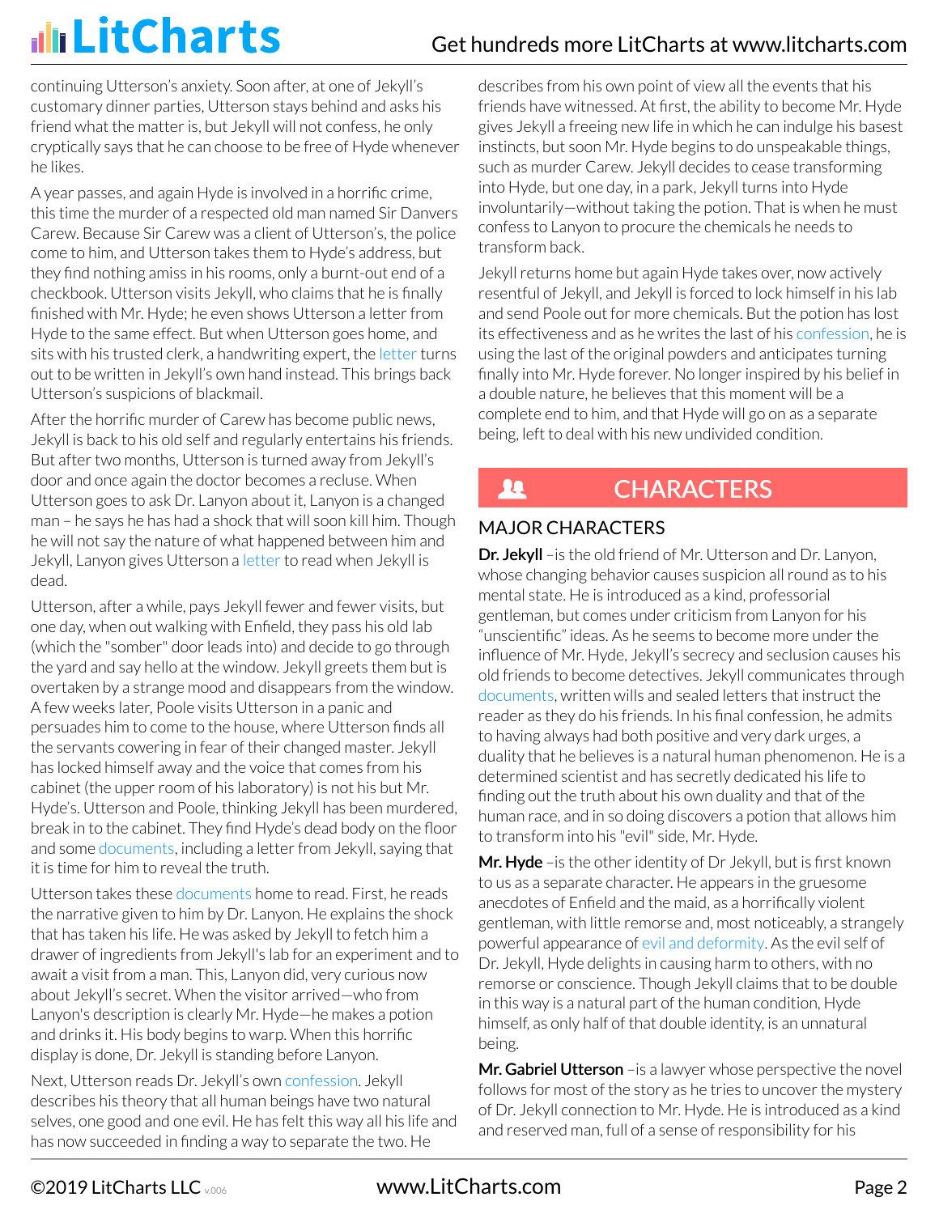continuing Utterson's anxiety. Soon after, at one of Jekyll's customary dinner parties, Utterson stays behind and asks his friend what the matter is, but Jekyll will not confess, he only cryptically says that he can choose to be free of Hyde whenever he likes.

A year passes, and again Hyde is involved in a horrific crime, this time the murder of a respected old man named Sir Danvers Carew. Because Sir Carew was a client of Utterson's, the police come to him, and Utterson takes them to Hyde's address, but they find nothing amiss in his rooms, only a burnt-out end of a checkbook. Utterson visits Jekyll, who claims that he is finally finished with Mr. Hyde; he even shows Utterson a letter from Hyde to the same effect. But when Utterson goes home, and sits with his trusted clerk, a handwriting expert, the letter turns out to be written in Jekyll's own hand instead. This brings back Utterson's suspicions of blackmail.

After the horrific murder of Carew has become public news, Jekyll is back to his old self and regularly entertains his friends. But after two months, Utterson is turned away from Jekyll's door and once again the doctor becomes a recluse. When Utterson goes to ask Dr. Lanyon about it, Lanyon is a changed man – he says he has had a shock that will soon kill him. Though he will not say the nature of what happened between him and Jekyll, Lanyon gives Utterson a letter to read when Jekyll is dead.

Utterson, after a while, pays Jekyll fewer and fewer visits, but one day, when out walking with Enfield, they pass his old lab (which the "somber" door leads into) and decide to go through the yard and say hello at the window. Jekyll greets them but is overtaken by a strange mood and disappears from the window. A few weeks later, Poole visits Utterson in a panic and persuades him to come to the house, where Utterson finds all the servants cowering in fear of their changed master. Jekyll has locked himself away and the voice that comes from his cabinet (the upper room of his laboratory) is not his but Mr. Hyde's. Utterson and Poole, thinking Jekyll has been murdered, break in to the cabinet. They find Hyde's dead body on the floor and some documents, including a letter from Jekyll, saying that it is time for him to reveal the truth.

Utterson takes these documents home to read. First, he reads the narrative given to him by Dr. Lanyon. He explains the shock that has taken his life. He was asked by Jekyll to fetch him a drawer of ingredients from Jekyll's lab for an experiment and to await a visit from a man. This, Lanyon did, very curious now about Jekyll's secret. When the visitor arrived—who from Lanyon's description is clearly Mr. Hyde—he makes a potion and drinks it. His body begins to warp. When this horrific display is done, Dr. Jekyll is standing before Lanyon.

Next, Utterson reads Dr. Jekyll's own confession. Jekyll describes his theory that all human beings have two natural selves, one good and one evil. He has felt this way all his life and has now succeeded in finding a way to separate the two. He describes from his own point of view all the events that his friends have witnessed. At first, the ability to become Mr. Hyde gives Jekyll a freeing new life in which he can indulge his basest instincts, but soon Mr. Hyde begins to do unspeakable things, such as murder Carew. Jekyll decides to cease transforming into Hyde, but one day, in a park, Jekyll turns into Hyde involuntarily—without taking the potion. That is when he must confess to Lanyon to procure the chemicals he needs to transform back.

Jekyll returns home but again Hyde takes over, now actively resentful of Jekyll, and Jekyll is forced to lock himself in his lab and send Poole out for more chemicals. But the potion has lost its effectiveness and as he writes the last of his confession, he is using the last of the original powders and anticipates turning finally into Mr. Hyde forever. No longer inspired by his belief in a double nature, he believes that this moment will be a complete end to him, and that Hyde will go on as a separate being, left to deal with his new undivided condition.

## CHARACTERS

### MAJOR CHARACTERS

**Dr. Jekyll** –is the old friend of Mr. Utterson and Dr. Lanyon, whose changing behavior causes suspicion all round as to his mental state. He is introduced as a kind, professorial gentleman, but comes under criticism from Lanyon for his "unscientific" ideas. As he seems to become more under the influence of Mr. Hyde, Jekyll's secrecy and seclusion causes his old friends to become detectives. Jekyll communicates through documents, written wills and sealed letters that instruct the reader as they do his friends. In his final confession, he admits to having always had both positive and very dark urges, a duality that he believes is a natural human phenomenon. He is a determined scientist and has secretly dedicated his life to finding out the truth about his own duality and that of the human race, and in so doing discovers a potion that allows him to transform into his "evil" side, Mr. Hyde.

**Mr. Hyde** –is the other identity of Dr Jekyll, but is first known to us as a separate character. He appears in the gruesome anecdotes of Enfield and the maid, as a horrifically violent gentleman, with little remorse and, most noticeably, a strangely powerful appearance of evil and deformity. As the evil self of Dr. Jekyll, Hyde delights in causing harm to others, with no remorse or conscience. Though Jekyll claims that to be double in this way is a natural part of the human condition, Hyde himself, as only half of that double identity, is an unnatural being.

**Mr. Gabriel Utterson** –is a lawyer whose perspective the novel follows for most of the story as he tries to uncover the mystery of Dr. Jekyll connection to Mr. Hyde. He is introduced as a kind and reserved man, full of a sense of responsibility for his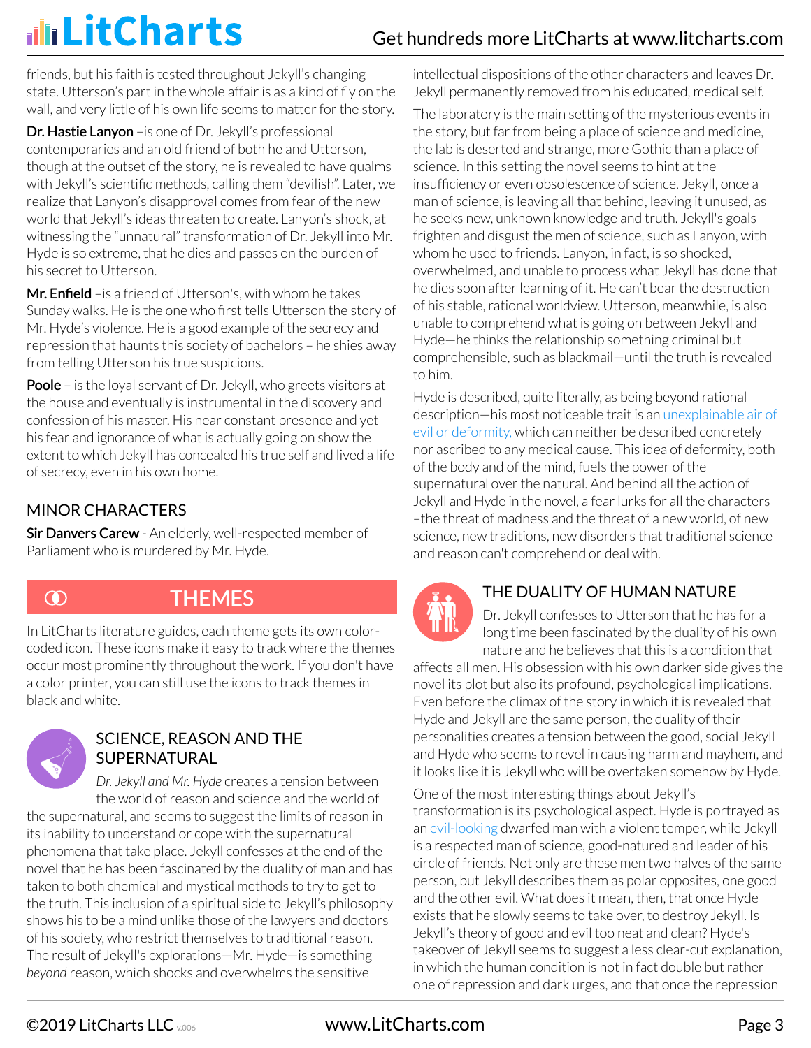friends, but his faith is tested throughout Jekyll's changing state. Utterson's part in the whole affair is as a kind of fly on the wall, and very little of his own life seems to matter for the story.

**Dr. Hastie Lanyon** –is one of Dr. Jekyll's professional contemporaries and an old friend of both he and Utterson, though at the outset of the story, he is revealed to have qualms with Jekyll's scientific methods, calling them "devilish". Later, we realize that Lanyon's disapproval comes from fear of the new world that Jekyll's ideas threaten to create. Lanyon's shock, at witnessing the "unnatural" transformation of Dr. Jekyll into Mr. Hyde is so extreme, that he dies and passes on the burden of his secret to Utterson.

**Mr. Enfield** –is a friend of Utterson's, with whom he takes Sunday walks. He is the one who first tells Utterson the story of Mr. Hyde's violence. He is a good example of the secrecy and repression that haunts this society of bachelors – he shies away from telling Utterson his true suspicions.

**Poole** – is the loyal servant of Dr. Jekyll, who greets visitors at the house and eventually is instrumental in the discovery and confession of his master. His near constant presence and yet his fear and ignorance of what is actually going on show the extent to which Jekyll has concealed his true self and lived a life of secrecy, even in his own home.

### MINOR CHARACTERS

**Sir Danvers Carew** - An elderly, well-respected member of Parliament who is murdered by Mr. Hyde.

## THEMES

In LitCharts literature guides, each theme gets its own color-coded icon. These icons make it easy to track where the themes occur most prominently throughout the work. If you don't have a color printer, you can still use the icons to track themes in black and white.

### SCIENCE, REASON AND THE SUPERNATURAL

*Dr. Jekyll and Mr. Hyde* creates a tension between the world of reason and science and the world of the supernatural, and seems to suggest the limits of reason in its inability to understand or cope with the supernatural phenomena that take place. Jekyll confesses at the end of the novel that he has been fascinated by the duality of man and has taken to both chemical and mystical methods to try to get to the truth. This inclusion of a spiritual side to Jekyll's philosophy shows his to be a mind unlike those of the lawyers and doctors of his society, who restrict themselves to traditional reason. The result of Jekyll's explorations—Mr. Hyde—is something *beyond* reason, which shocks and overwhelms the sensitive intellectual dispositions of the other characters and leaves Dr. Jekyll permanently removed from his educated, medical self.

The laboratory is the main setting of the mysterious events in the story, but far from being a place of science and medicine, the lab is deserted and strange, more Gothic than a place of science. In this setting the novel seems to hint at the insufficiency or even obsolescence of science. Jekyll, once a man of science, is leaving all that behind, leaving it unused, as he seeks new, unknown knowledge and truth. Jekyll's goals frighten and disgust the men of science, such as Lanyon, with whom he used to friends. Lanyon, in fact, is so shocked, overwhelmed, and unable to process what Jekyll has done that he dies soon after learning of it. He can't bear the destruction of his stable, rational worldview. Utterson, meanwhile, is also unable to comprehend what is going on between Jekyll and Hyde—he thinks the relationship something criminal but comprehensible, such as blackmail—until the truth is revealed to him.

Hyde is described, quite literally, as being beyond rational description—his most noticeable trait is an unexplainable air of evil or deformity, which can neither be described concretely nor ascribed to any medical cause. This idea of deformity, both of the body and of the mind, fuels the power of the supernatural over the natural. And behind all the action of Jekyll and Hyde in the novel, a fear lurks for all the characters –the threat of madness and the threat of a new world, of new science, new traditions, new disorders that traditional science and reason can't comprehend or deal with.

### THE DUALITY OF HUMAN NATURE

Dr. Jekyll confesses to Utterson that he has for a long time been fascinated by the duality of his own nature and he believes that this is a condition that affects all men. His obsession with his own darker side gives the novel its plot but also its profound, psychological implications. Even before the climax of the story in which it is revealed that Hyde and Jekyll are the same person, the duality of their personalities creates a tension between the good, social Jekyll and Hyde who seems to revel in causing harm and mayhem, and it looks like it is Jekyll who will be overtaken somehow by Hyde.

One of the most interesting things about Jekyll's transformation is its psychological aspect. Hyde is portrayed as an evil-looking dwarfed man with a violent temper, while Jekyll is a respected man of science, good-natured and leader of his circle of friends. Not only are these men two halves of the same person, but Jekyll describes them as polar opposites, one good and the other evil. What does it mean, then, that once Hyde exists that he slowly seems to take over, to destroy Jekyll. Is Jekyll's theory of good and evil too neat and clean? Hyde's takeover of Jekyll seems to suggest a less clear-cut explanation, in which the human condition is not in fact double but rather one of repression and dark urges, and that once the repression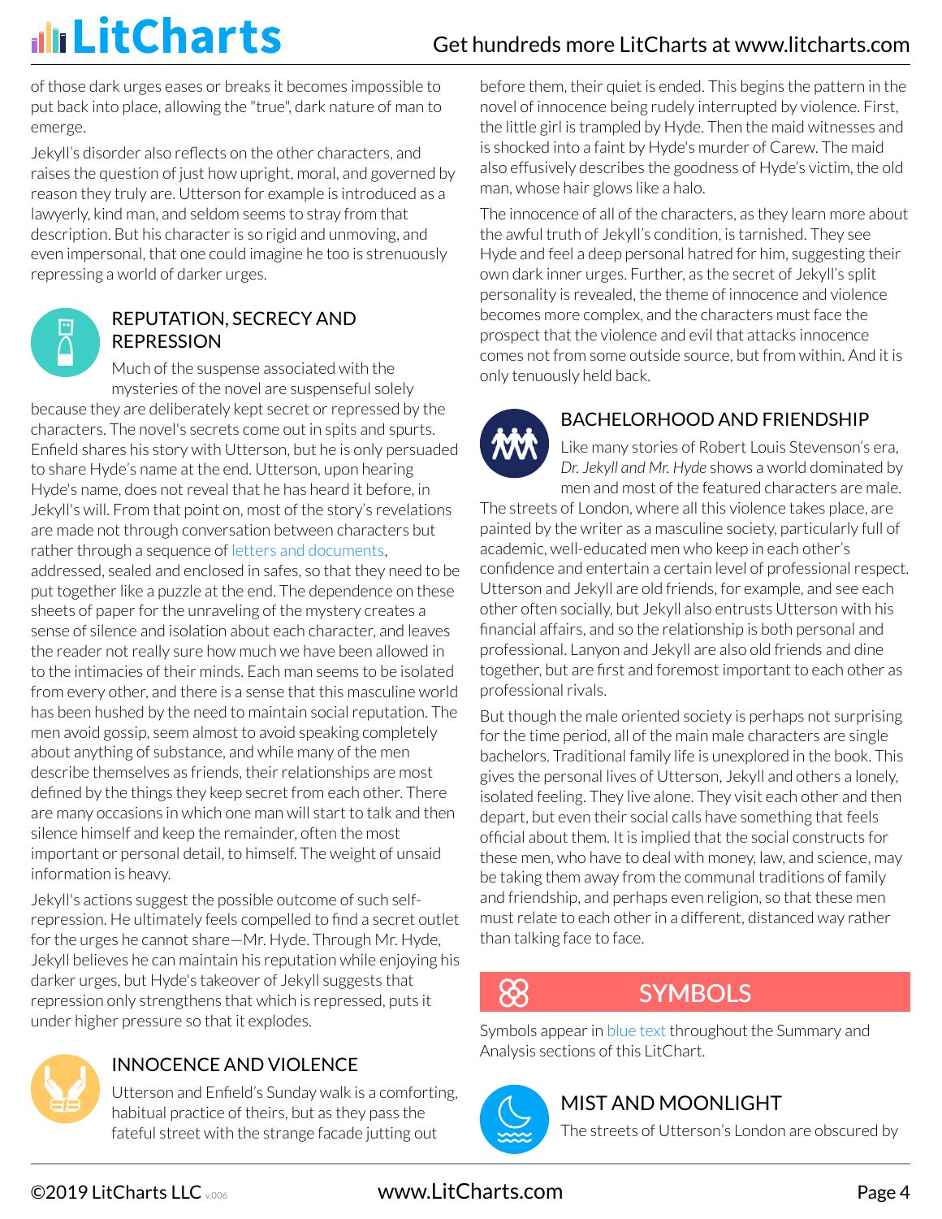of those dark urges eases or breaks it becomes impossible to put back into place, allowing the "true", dark nature of man to emerge.

Jekyll's disorder also reflects on the other characters, and raises the question of just how upright, moral, and governed by reason they truly are. Utterson for example is introduced as a lawyerly, kind man, and seldom seems to stray from that description. But his character is so rigid and unmoving, and even impersonal, that one could imagine he too is strenuously repressing a world of darker urges.

## REPUTATION, SECRECY AND REPRESSION

Much of the suspense associated with the mysteries of the novel are suspenseful solely because they are deliberately kept secret or repressed by the characters. The novel's secrets come out in spits and spurts. Enfield shares his story with Utterson, but he is only persuaded to share Hyde's name at the end. Utterson, upon hearing Hyde's name, does not reveal that he has heard it before, in Jekyll's will. From that point on, most of the story's revelations are made not through conversation between characters but rather through a sequence of letters and documents, addressed, sealed and enclosed in safes, so that they need to be put together like a puzzle at the end. The dependence on these sheets of paper for the unraveling of the mystery creates a sense of silence and isolation about each character, and leaves the reader not really sure how much we have been allowed in to the intimacies of their minds. Each man seems to be isolated from every other, and there is a sense that this masculine world has been hushed by the need to maintain social reputation. The men avoid gossip, seem almost to avoid speaking completely about anything of substance, and while many of the men describe themselves as friends, their relationships are most defined by the things they keep secret from each other. There are many occasions in which one man will start to talk and then silence himself and keep the remainder, often the most important or personal detail, to himself. The weight of unsaid information is heavy.

Jekyll's actions suggest the possible outcome of such self-repression. He ultimately feels compelled to find a secret outlet for the urges he cannot share—Mr. Hyde. Through Mr. Hyde, Jekyll believes he can maintain his reputation while enjoying his darker urges, but Hyde's takeover of Jekyll suggests that repression only strengthens that which is repressed, puts it under higher pressure so that it explodes.

## INNOCENCE AND VIOLENCE

Utterson and Enfield's Sunday walk is a comforting, habitual practice of theirs, but as they pass the fateful street with the strange facade jutting out before them, their quiet is ended. This begins the pattern in the novel of innocence being rudely interrupted by violence. First, the little girl is trampled by Hyde. Then the maid witnesses and is shocked into a faint by Hyde's murder of Carew. The maid also effusively describes the goodness of Hyde's victim, the old man, whose hair glows like a halo.

The innocence of all of the characters, as they learn more about the awful truth of Jekyll's condition, is tarnished. They see Hyde and feel a deep personal hatred for him, suggesting their own dark inner urges. Further, as the secret of Jekyll's split personality is revealed, the theme of innocence and violence becomes more complex, and the characters must face the prospect that the violence and evil that attacks innocence comes not from some outside source, but from within. And it is only tenuously held back.

## BACHELORHOOD AND FRIENDSHIP

Like many stories of Robert Louis Stevenson's era, *Dr. Jekyll and Mr. Hyde* shows a world dominated by men and most of the featured characters are male. The streets of London, where all this violence takes place, are painted by the writer as a masculine society, particularly full of academic, well-educated men who keep in each other's confidence and entertain a certain level of professional respect. Utterson and Jekyll are old friends, for example, and see each other often socially, but Jekyll also entrusts Utterson with his financial affairs, and so the relationship is both personal and professional. Lanyon and Jekyll are also old friends and dine together, but are first and foremost important to each other as professional rivals.

But though the male oriented society is perhaps not surprising for the time period, all of the main male characters are single bachelors. Traditional family life is unexplored in the book. This gives the personal lives of Utterson, Jekyll and others a lonely, isolated feeling. They live alone. They visit each other and then depart, but even their social calls have something that feels official about them. It is implied that the social constructs for these men, who have to deal with money, law, and science, may be taking them away from the communal traditions of family and friendship, and perhaps even religion, so that these men must relate to each other in a different, distanced way rather than talking face to face.

# SYMBOLS

Symbols appear in blue text throughout the Summary and Analysis sections of this LitChart.

## MIST AND MOONLIGHT

The streets of Utterson's London are obscured by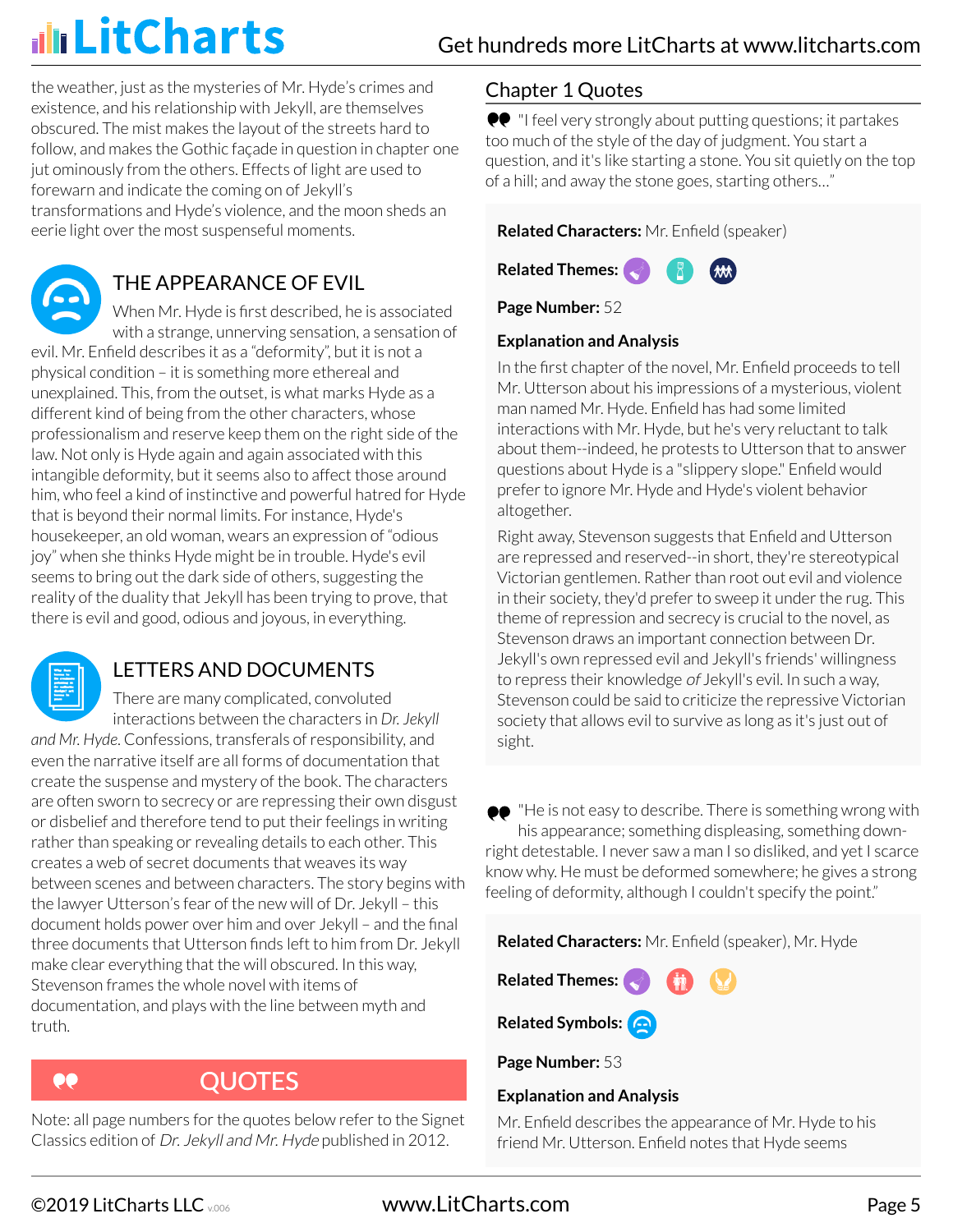the weather, just as the mysteries of Mr. Hyde's crimes and existence, and his relationship with Jekyll, are themselves obscured. The mist makes the layout of the streets hard to follow, and makes the Gothic façade in question in chapter one jut ominously from the others. Effects of light are used to forewarn and indicate the coming on of Jekyll's transformations and Hyde's violence, and the moon sheds an eerie light over the most suspenseful moments.

### THE APPEARANCE OF EVIL

When Mr. Hyde is first described, he is associated with a strange, unnerving sensation, a sensation of evil. Mr. Enfield describes it as a "deformity", but it is not a physical condition – it is something more ethereal and unexplained. This, from the outset, is what marks Hyde as a different kind of being from the other characters, whose professionalism and reserve keep them on the right side of the law. Not only is Hyde again and again associated with this intangible deformity, but it seems also to affect those around him, who feel a kind of instinctive and powerful hatred for Hyde that is beyond their normal limits. For instance, Hyde's housekeeper, an old woman, wears an expression of "odious joy" when she thinks Hyde might be in trouble. Hyde's evil seems to bring out the dark side of others, suggesting the reality of the duality that Jekyll has been trying to prove, that there is evil and good, odious and joyous, in everything.

### LETTERS AND DOCUMENTS

There are many complicated, convoluted interactions between the characters in *Dr. Jekyll and Mr. Hyde*. Confessions, transferals of responsibility, and even the narrative itself are all forms of documentation that create the suspense and mystery of the book. The characters are often sworn to secrecy or are repressing their own disgust or disbelief and therefore tend to put their feelings in writing rather than speaking or revealing details to each other. This creates a web of secret documents that weaves its way between scenes and between characters. The story begins with the lawyer Utterson's fear of the new will of Dr. Jekyll – this document holds power over him and over Jekyll – and the final three documents that Utterson finds left to him from Dr. Jekyll make clear everything that the will obscured. In this way, Stevenson frames the whole novel with items of documentation, and plays with the line between myth and truth.

## QUOTES

Note: all page numbers for the quotes below refer to the Signet Classics edition of *Dr. Jekyll and Mr. Hyde* published in 2012.

## Chapter 1 Quotes

"I feel very strongly about putting questions; it partakes too much of the style of the day of judgment. You start a question, and it's like starting a stone. You sit quietly on the top of a hill; and away the stone goes, starting others…"

**Related Characters:** Mr. Enfield (speaker)

**Related Themes:**

**Page Number:** 52

**Explanation and Analysis**

In the first chapter of the novel, Mr. Enfield proceeds to tell Mr. Utterson about his impressions of a mysterious, violent man named Mr. Hyde. Enfield has had some limited interactions with Mr. Hyde, but he's very reluctant to talk about them--indeed, he protests to Utterson that to answer questions about Hyde is a "slippery slope." Enfield would prefer to ignore Mr. Hyde and Hyde's violent behavior altogether.

Right away, Stevenson suggests that Enfield and Utterson are repressed and reserved--in short, they're stereotypical Victorian gentlemen. Rather than root out evil and violence in their society, they'd prefer to sweep it under the rug. This theme of repression and secrecy is crucial to the novel, as Stevenson draws an important connection between Dr. Jekyll's own repressed evil and Jekyll's friends' willingness to repress their knowledge *of* Jekyll's evil. In such a way, Stevenson could be said to criticize the repressive Victorian society that allows evil to survive as long as it's just out of sight.

"He is not easy to describe. There is something wrong with his appearance; something displeasing, something down-right detestable. I never saw a man I so disliked, and yet I scarce know why. He must be deformed somewhere; he gives a strong feeling of deformity, although I couldn't specify the point."

**Related Characters:** Mr. Enfield (speaker), Mr. Hyde

**Related Themes:**

**Related Symbols:**

**Page Number:** 53

**Explanation and Analysis**

Mr. Enfield describes the appearance of Mr. Hyde to his friend Mr. Utterson. Enfield notes that Hyde seems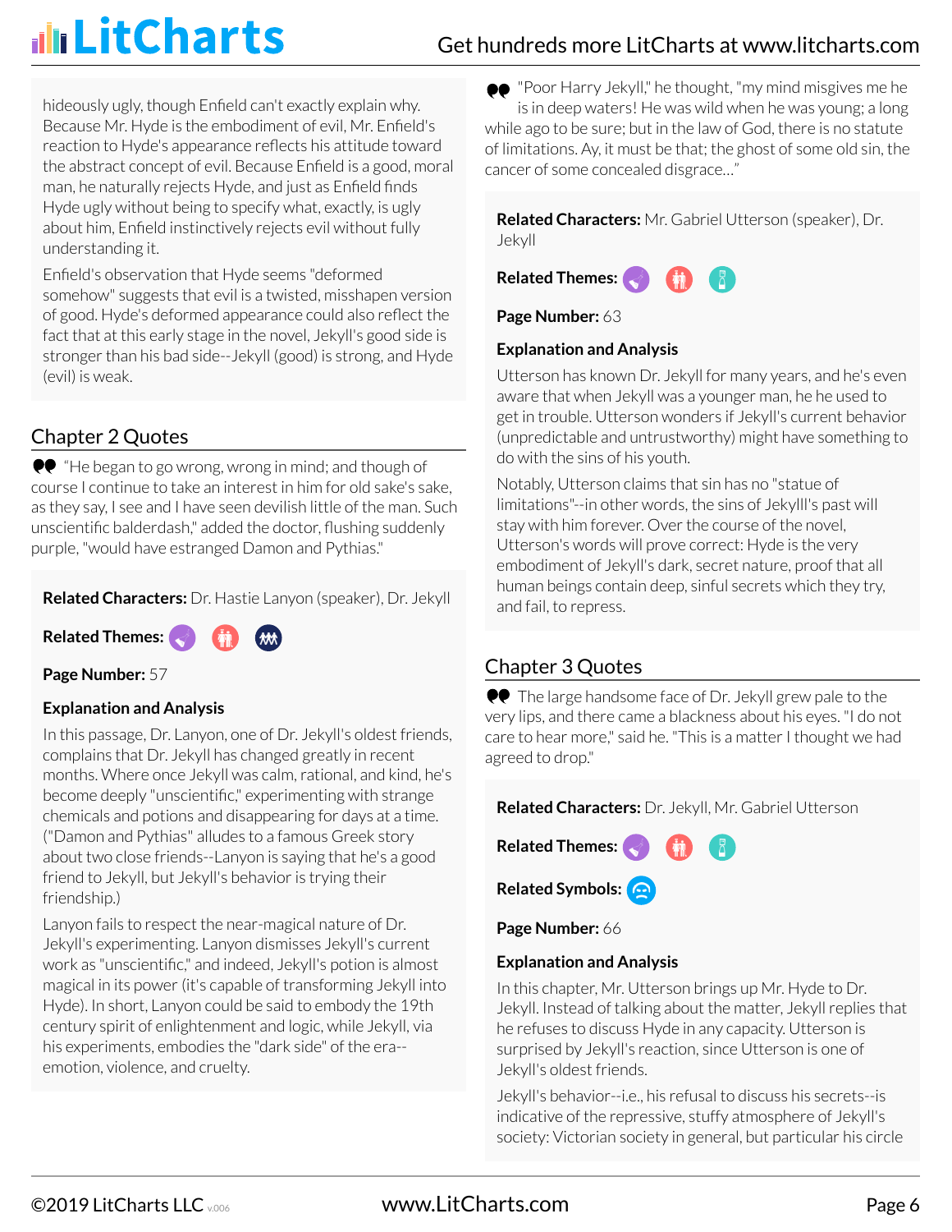hideously ugly, though Enfield can't exactly explain why. Because Mr. Hyde is the embodiment of evil, Mr. Enfield's reaction to Hyde's appearance reflects his attitude toward the abstract concept of evil. Because Enfield is a good, moral man, he naturally rejects Hyde, and just as Enfield finds Hyde ugly without being to specify what, exactly, is ugly about him, Enfield instinctively rejects evil without fully understanding it.

Enfield's observation that Hyde seems "deformed somehow" suggests that evil is a twisted, misshapen version of good. Hyde's deformed appearance could also reflect the fact that at this early stage in the novel, Jekyll's good side is stronger than his bad side--Jekyll (good) is strong, and Hyde (evil) is weak.

## Chapter 2 Quotes

> "He began to go wrong, wrong in mind; and though of course I continue to take an interest in him for old sake's sake, as they say, I see and I have seen devilish little of the man. Such unscientific balderdash," added the doctor, flushing suddenly purple, "would have estranged Damon and Pythias."

**Related Characters:** Dr. Hastie Lanyon (speaker), Dr. Jekyll

**Related Themes:**

**Page Number:** 57

**Explanation and Analysis**

In this passage, Dr. Lanyon, one of Dr. Jekyll's oldest friends, complains that Dr. Jekyll has changed greatly in recent months. Where once Jekyll was calm, rational, and kind, he's become deeply "unscientific," experimenting with strange chemicals and potions and disappearing for days at a time. ("Damon and Pythias" alludes to a famous Greek story about two close friends--Lanyon is saying that he's a good friend to Jekyll, but Jekyll's behavior is trying their friendship.)

Lanyon fails to respect the near-magical nature of Dr. Jekyll's experimenting. Lanyon dismisses Jekyll's current work as "unscientific," and indeed, Jekyll's potion is almost magical in its power (it's capable of transforming Jekyll into Hyde). In short, Lanyon could be said to embody the 19th century spirit of enlightenment and logic, while Jekyll, via his experiments, embodies the "dark side" of the era--emotion, violence, and cruelty.

> "Poor Harry Jekyll," he thought, "my mind misgives me he is in deep waters! He was wild when he was young; a long while ago to be sure; but in the law of God, there is no statute of limitations. Ay, it must be that; the ghost of some old sin, the cancer of some concealed disgrace..."

**Related Characters:** Mr. Gabriel Utterson (speaker), Dr. Jekyll

**Related Themes:**

**Page Number:** 63

**Explanation and Analysis**

Utterson has known Dr. Jekyll for many years, and he's even aware that when Jekyll was a younger man, he he used to get in trouble. Utterson wonders if Jekyll's current behavior (unpredictable and untrustworthy) might have something to do with the sins of his youth.

Notably, Utterson claims that sin has no "statue of limitations"--in other words, the sins of Jekylll's past will stay with him forever. Over the course of the novel, Utterson's words will prove correct: Hyde is the very embodiment of Jekyll's dark, secret nature, proof that all human beings contain deep, sinful secrets which they try, and fail, to repress.

## Chapter 3 Quotes

> The large handsome face of Dr. Jekyll grew pale to the very lips, and there came a blackness about his eyes. "I do not care to hear more," said he. "This is a matter I thought we had agreed to drop."

**Related Characters:** Dr. Jekyll, Mr. Gabriel Utterson

**Related Themes:**

**Related Symbols:**

**Page Number:** 66

**Explanation and Analysis**

In this chapter, Mr. Utterson brings up Mr. Hyde to Dr. Jekyll. Instead of talking about the matter, Jekyll replies that he refuses to discuss Hyde in any capacity. Utterson is surprised by Jekyll's reaction, since Utterson is one of Jekyll's oldest friends.

Jekyll's behavior--i.e., his refusal to discuss his secrets--is indicative of the repressive, stuffy atmosphere of Jekyll's society: Victorian society in general, but particular his circle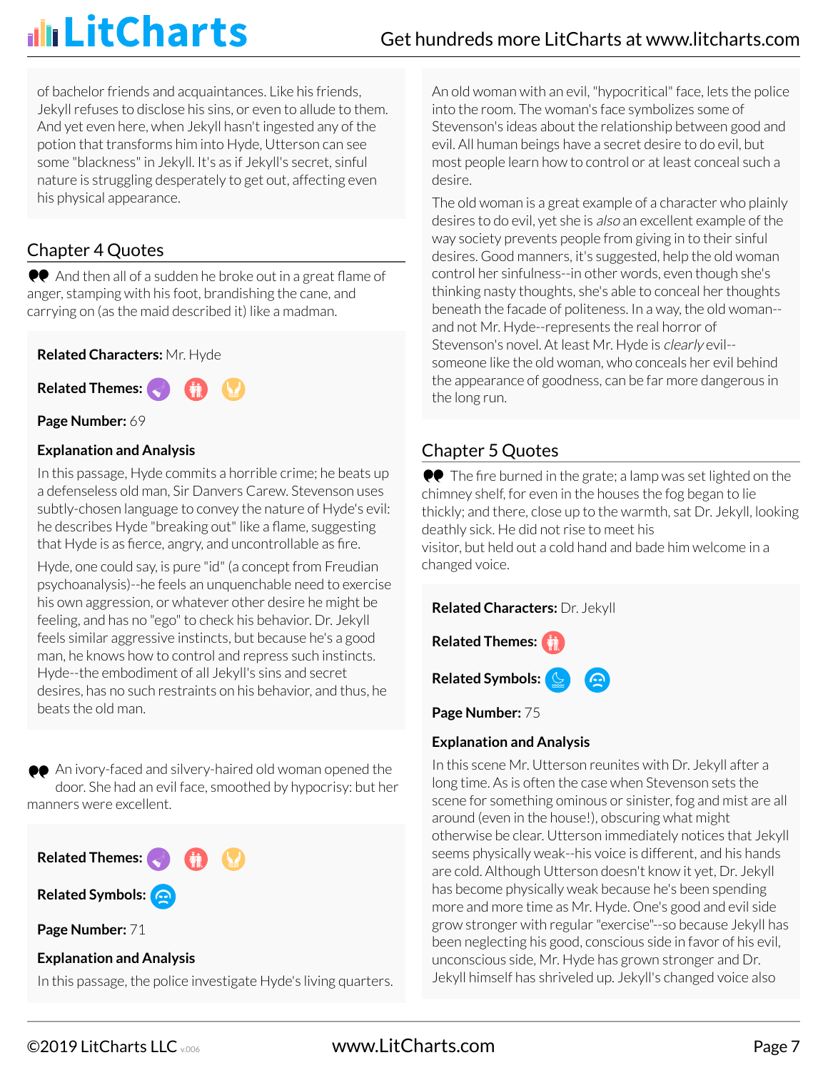of bachelor friends and acquaintances. Like his friends, Jekyll refuses to disclose his sins, or even to allude to them. And yet even here, when Jekyll hasn't ingested any of the potion that transforms him into Hyde, Utterson can see some "blackness" in Jekyll. It's as if Jekyll's secret, sinful nature is struggling desperately to get out, affecting even his physical appearance.

## Chapter 4 Quotes

❝ And then all of a sudden he broke out in a great flame of anger, stamping with his foot, brandishing the cane, and carrying on (as the maid described it) like a madman.

**Related Characters:** Mr. Hyde

**Related Themes:**

**Page Number:** 69

**Explanation and Analysis**

In this passage, Hyde commits a horrible crime; he beats up a defenseless old man, Sir Danvers Carew. Stevenson uses subtly-chosen language to convey the nature of Hyde's evil: he describes Hyde "breaking out" like a flame, suggesting that Hyde is as fierce, angry, and uncontrollable as fire.

Hyde, one could say, is pure "id" (a concept from Freudian psychoanalysis)--he feels an unquenchable need to exercise his own aggression, or whatever other desire he might be feeling, and has no "ego" to check his behavior. Dr. Jekyll feels similar aggressive instincts, but because he's a good man, he knows how to control and repress such instincts. Hyde--the embodiment of all Jekyll's sins and secret desires, has no such restraints on his behavior, and thus, he beats the old man.

❝ An ivory-faced and silvery-haired old woman opened the door. She had an evil face, smoothed by hypocrisy: but her manners were excellent.

**Related Themes:**

**Related Symbols:**

**Page Number:** 71

**Explanation and Analysis**

In this passage, the police investigate Hyde's living quarters. An old woman with an evil, "hypocritical" face, lets the police into the room. The woman's face symbolizes some of Stevenson's ideas about the relationship between good and evil. All human beings have a secret desire to do evil, but most people learn how to control or at least conceal such a desire.

The old woman is a great example of a character who plainly desires to do evil, yet she is *also* an excellent example of the way society prevents people from giving in to their sinful desires. Good manners, it's suggested, help the old woman control her sinfulness--in other words, even though she's thinking nasty thoughts, she's able to conceal her thoughts beneath the facade of politeness. In a way, the old woman--and not Mr. Hyde--represents the real horror of Stevenson's novel. At least Mr. Hyde is *clearly* evil--someone like the old woman, who conceals her evil behind the appearance of goodness, can be far more dangerous in the long run.

## Chapter 5 Quotes

❝ The fire burned in the grate; a lamp was set lighted on the chimney shelf, for even in the houses the fog began to lie thickly; and there, close up to the warmth, sat Dr. Jekyll, looking deathly sick. He did not rise to meet his visitor, but held out a cold hand and bade him welcome in a changed voice.

**Related Characters:** Dr. Jekyll

**Related Themes:**

**Related Symbols:**

**Page Number:** 75

**Explanation and Analysis**

In this scene Mr. Utterson reunites with Dr. Jekyll after a long time. As is often the case when Stevenson sets the scene for something ominous or sinister, fog and mist are all around (even in the house!), obscuring what might otherwise be clear. Utterson immediately notices that Jekyll seems physically weak--his voice is different, and his hands are cold. Although Utterson doesn't know it yet, Dr. Jekyll has become physically weak because he's been spending more and more time as Mr. Hyde. One's good and evil side grow stronger with regular "exercise"--so because Jekyll has been neglecting his good, conscious side in favor of his evil, unconscious side, Mr. Hyde has grown stronger and Dr. Jekyll himself has shriveled up. Jekyll's changed voice also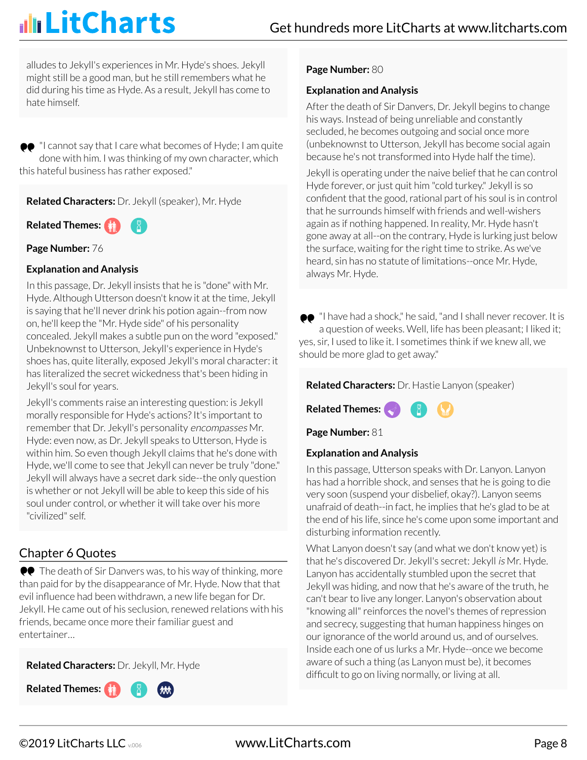alludes to Jekyll's experiences in Mr. Hyde's shoes. Jekyll might still be a good man, but he still remembers what he did during his time as Hyde. As a result, Jekyll has come to hate himself.

> "I cannot say that I care what becomes of Hyde; I am quite done with him. I was thinking of my own character, which this hateful business has rather exposed."

**Related Characters:** Dr. Jekyll (speaker), Mr. Hyde

**Related Themes:**

**Page Number:** 76

**Explanation and Analysis**

In this passage, Dr. Jekyll insists that he is "done" with Mr. Hyde. Although Utterson doesn't know it at the time, Jekyll is saying that he'll never drink his potion again--from now on, he'll keep the "Mr. Hyde side" of his personality concealed. Jekyll makes a subtle pun on the word "exposed." Unbeknownst to Utterson, Jekyll's experience in Hyde's shoes has, quite literally, exposed Jekyll's moral character: it has literalized the secret wickedness that's been hiding in Jekyll's soul for years.

Jekyll's comments raise an interesting question: is Jekyll morally responsible for Hyde's actions? It's important to remember that Dr. Jekyll's personality *encompasses* Mr. Hyde: even now, as Dr. Jekyll speaks to Utterson, Hyde is within him. So even though Jekyll claims that he's done with Hyde, we'll come to see that Jekyll can never be truly "done." Jekyll will always have a secret dark side--the only question is whether or not Jekyll will be able to keep this side of his soul under control, or whether it will take over his more "civilized" self.

## Chapter 6 Quotes

> The death of Sir Danvers was, to his way of thinking, more than paid for by the disappearance of Mr. Hyde. Now that that evil influence had been withdrawn, a new life began for Dr. Jekyll. He came out of his seclusion, renewed relations with his friends, became once more their familiar guest and entertainer…

**Related Characters:** Dr. Jekyll, Mr. Hyde

**Related Themes:**

**Page Number:** 80

**Explanation and Analysis**

After the death of Sir Danvers, Dr. Jekyll begins to change his ways. Instead of being unreliable and constantly secluded, he becomes outgoing and social once more (unbeknownst to Utterson, Jekyll has become social again because he's not transformed into Hyde half the time).

Jekyll is operating under the naive belief that he can control Hyde forever, or just quit him "cold turkey." Jekyll is so confident that the good, rational part of his soul is in control that he surrounds himself with friends and well-wishers again as if nothing happened. In reality, Mr. Hyde hasn't gone away at all--on the contrary, Hyde is lurking just below the surface, waiting for the right time to strike. As we've heard, sin has no statute of limitations--once Mr. Hyde, always Mr. Hyde.

> "I have had a shock," he said, "and I shall never recover. It is a question of weeks. Well, life has been pleasant; I liked it; yes, sir, I used to like it. I sometimes think if we knew all, we should be more glad to get away."

**Related Characters:** Dr. Hastie Lanyon (speaker)

**Related Themes:**

**Page Number:** 81

**Explanation and Analysis**

In this passage, Utterson speaks with Dr. Lanyon. Lanyon has had a horrible shock, and senses that he is going to die very soon (suspend your disbelief, okay?). Lanyon seems unafraid of death--in fact, he implies that he's glad to be at the end of his life, since he's come upon some important and disturbing information recently.

What Lanyon doesn't say (and what we don't know yet) is that he's discovered Dr. Jekyll's secret: Jekyll *is* Mr. Hyde. Lanyon has accidentally stumbled upon the secret that Jekyll was hiding, and now that he's aware of the truth, he can't bear to live any longer. Lanyon's observation about "knowing all" reinforces the novel's themes of repression and secrecy, suggesting that human happiness hinges on our ignorance of the world around us, and of ourselves. Inside each one of us lurks a Mr. Hyde--once we become aware of such a thing (as Lanyon must be), it becomes difficult to go on living normally, or living at all.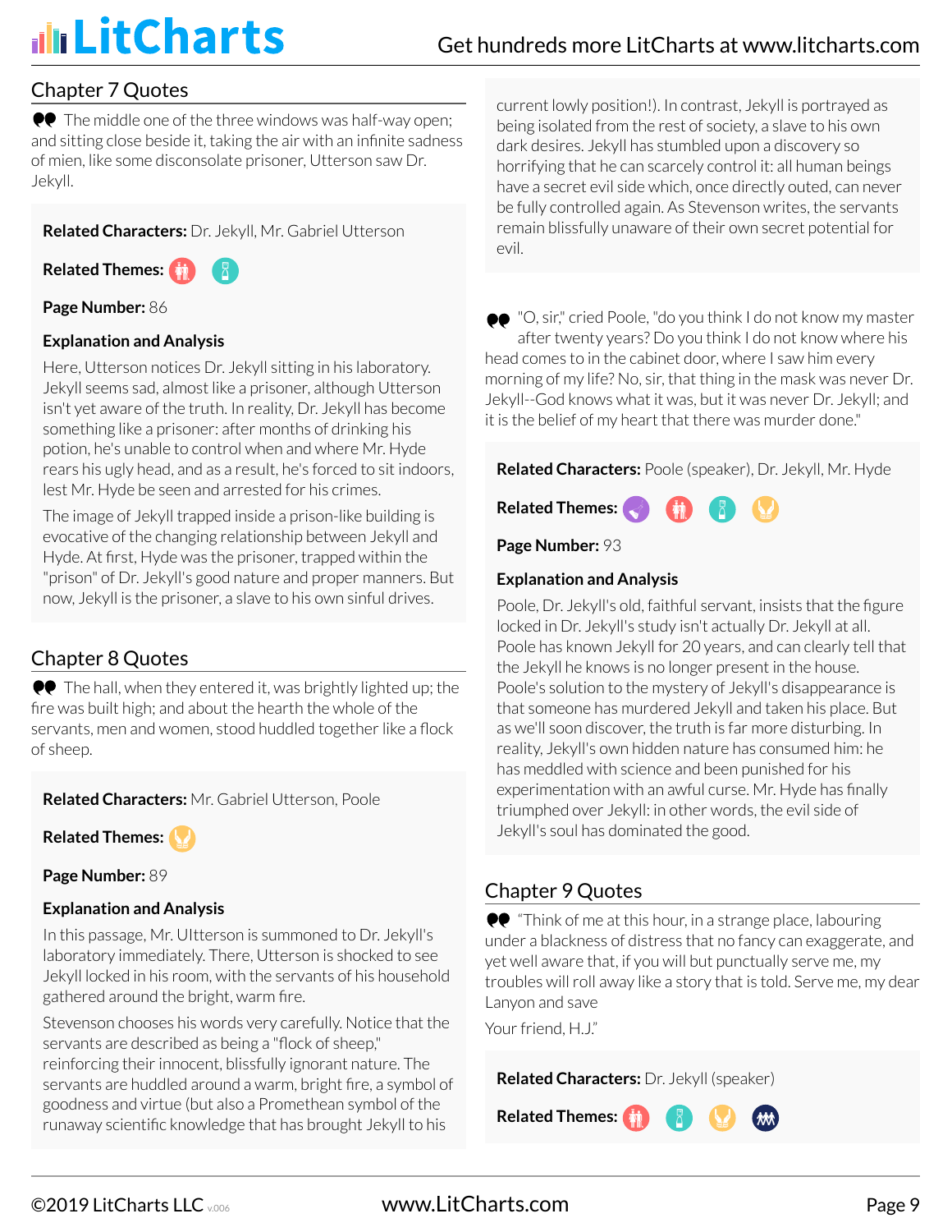## Chapter 7 Quotes

The middle one of the three windows was half-way open; and sitting close beside it, taking the air with an infinite sadness of mien, like some disconsolate prisoner, Utterson saw Dr. Jekyll.

**Related Characters:** Dr. Jekyll, Mr. Gabriel Utterson

**Related Themes:**

**Page Number:** 86

**Explanation and Analysis**

Here, Utterson notices Dr. Jekyll sitting in his laboratory. Jekyll seems sad, almost like a prisoner, although Utterson isn't yet aware of the truth. In reality, Dr. Jekyll has become something like a prisoner: after months of drinking his potion, he's unable to control when and where Mr. Hyde rears his ugly head, and as a result, he's forced to sit indoors, lest Mr. Hyde be seen and arrested for his crimes.

The image of Jekyll trapped inside a prison-like building is evocative of the changing relationship between Jekyll and Hyde. At first, Hyde was the prisoner, trapped within the "prison" of Dr. Jekyll's good nature and proper manners. But now, Jekyll is the prisoner, a slave to his own sinful drives.

## Chapter 8 Quotes

The hall, when they entered it, was brightly lighted up; the fire was built high; and about the hearth the whole of the servants, men and women, stood huddled together like a flock of sheep.

**Related Characters:** Mr. Gabriel Utterson, Poole

**Related Themes:**

**Page Number:** 89

**Explanation and Analysis**

In this passage, Mr. Ulterson is summoned to Dr. Jekyll's laboratory immediately. There, Utterson is shocked to see Jekyll locked in his room, with the servants of his household gathered around the bright, warm fire.

Stevenson chooses his words very carefully. Notice that the servants are described as being a "flock of sheep," reinforcing their innocent, blissfully ignorant nature. The servants are huddled around a warm, bright fire, a symbol of goodness and virtue (but also a Promethean symbol of the runaway scientific knowledge that has brought Jekyll to his current lowly position!). In contrast, Jekyll is portrayed as being isolated from the rest of society, a slave to his own dark desires. Jekyll has stumbled upon a discovery so horrifying that he can scarcely control it: all human beings have a secret evil side which, once directly outed, can never be fully controlled again. As Stevenson writes, the servants remain blissfully unaware of their own secret potential for evil.

"O, sir," cried Poole, "do you think I do not know my master after twenty years? Do you think I do not know where his head comes to in the cabinet door, where I saw him every morning of my life? No, sir, that thing in the mask was never Dr. Jekyll--God knows what it was, but it was never Dr. Jekyll; and it is the belief of my heart that there was murder done."

**Related Characters:** Poole (speaker), Dr. Jekyll, Mr. Hyde

**Related Themes:**

**Page Number:** 93

**Explanation and Analysis**

Poole, Dr. Jekyll's old, faithful servant, insists that the figure locked in Dr. Jekyll's study isn't actually Dr. Jekyll at all. Poole has known Jekyll for 20 years, and can clearly tell that the Jekyll he knows is no longer present in the house. Poole's solution to the mystery of Jekyll's disappearance is that someone has murdered Jekyll and taken his place. But as we'll soon discover, the truth is far more disturbing. In reality, Jekyll's own hidden nature has consumed him: he has meddled with science and been punished for his experimentation with an awful curse. Mr. Hyde has finally triumphed over Jekyll: in other words, the evil side of Jekyll's soul has dominated the good.

## Chapter 9 Quotes

"Think of me at this hour, in a strange place, labouring under a blackness of distress that no fancy can exaggerate, and yet well aware that, if you will but punctually serve me, my troubles will roll away like a story that is told. Serve me, my dear Lanyon and save

Your friend, H.J."

**Related Characters:** Dr. Jekyll (speaker)

**Related Themes:**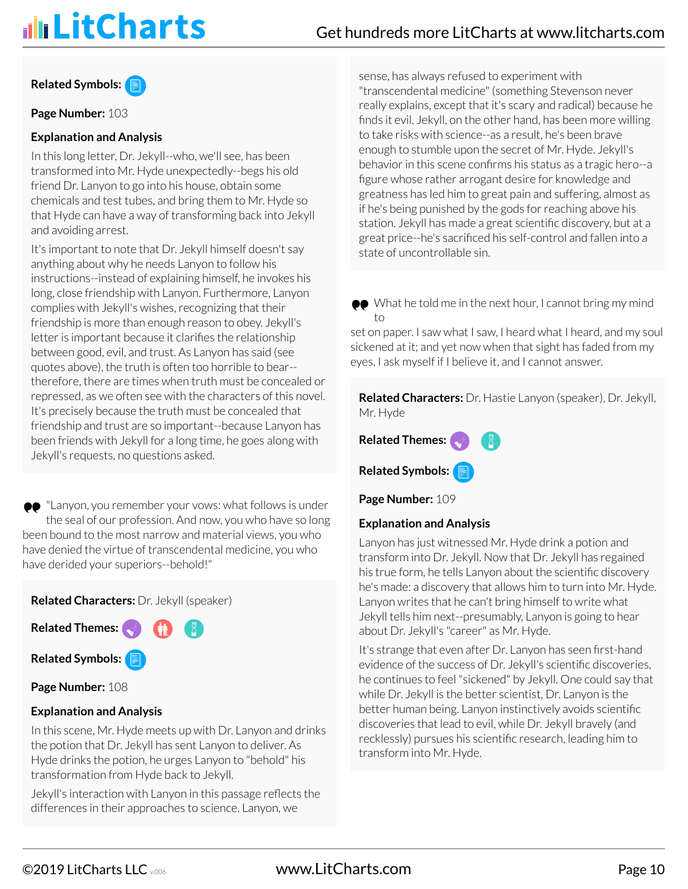**Related Symbols:**

**Page Number:** 103

**Explanation and Analysis**

In this long letter, Dr. Jekyll--who, we'll see, has been transformed into Mr. Hyde unexpectedly--begs his old friend Dr. Lanyon to go into his house, obtain some chemicals and test tubes, and bring them to Mr. Hyde so that Hyde can have a way of transforming back into Jekyll and avoiding arrest.

It's important to note that Dr. Jekyll himself doesn't say anything about why he needs Lanyon to follow his instructions--instead of explaining himself, he invokes his long, close friendship with Lanyon. Furthermore, Lanyon complies with Jekyll's wishes, recognizing that their friendship is more than enough reason to obey. Jekyll's letter is important because it clarifies the relationship between good, evil, and trust. As Lanyon has said (see quotes above), the truth is often too horrible to bear--therefore, there are times when truth must be concealed or repressed, as we often see with the characters of this novel. It's precisely because the truth must be concealed that friendship and trust are so important--because Lanyon has been friends with Jekyll for a long time, he goes along with Jekyll's requests, no questions asked.

> "Lanyon, you remember your vows: what follows is under the seal of our profession. And now, you who have so long been bound to the most narrow and material views, you who have denied the virtue of transcendental medicine, you who have derided your superiors--behold!"

**Related Characters:** Dr. Jekyll (speaker)

**Related Themes:**

**Related Symbols:**

**Page Number:** 108

**Explanation and Analysis**

In this scene, Mr. Hyde meets up with Dr. Lanyon and drinks the potion that Dr. Jekyll has sent Lanyon to deliver. As Hyde drinks the potion, he urges Lanyon to "behold" his transformation from Hyde back to Jekyll.

Jekyll's interaction with Lanyon in this passage reflects the differences in their approaches to science. Lanyon, we sense, has always refused to experiment with "transcendental medicine" (something Stevenson never really explains, except that it's scary and radical) because he finds it evil. Jekyll, on the other hand, has been more willing to take risks with science--as a result, he's been brave enough to stumble upon the secret of Mr. Hyde. Jekyll's behavior in this scene confirms his status as a tragic hero--a figure whose rather arrogant desire for knowledge and greatness has led him to great pain and suffering, almost as if he's being punished by the gods for reaching above his station. Jekyll has made a great scientific discovery, but at a great price--he's sacrificed his self-control and fallen into a state of uncontrollable sin.

> What he told me in the next hour, I cannot bring my mind to set on paper. I saw what I saw, I heard what I heard, and my soul sickened at it; and yet now when that sight has faded from my eyes, I ask myself if I believe it, and I cannot answer.

**Related Characters:** Dr. Hastie Lanyon (speaker), Dr. Jekyll, Mr. Hyde

**Related Themes:**

**Related Symbols:**

**Page Number:** 109

**Explanation and Analysis**

Lanyon has just witnessed Mr. Hyde drink a potion and transform into Dr. Jekyll. Now that Dr. Jekyll has regained his true form, he tells Lanyon about the scientific discovery he's made: a discovery that allows him to turn into Mr. Hyde. Lanyon writes that he can't bring himself to write what Jekyll tells him next--presumably, Lanyon is going to hear about Dr. Jekyll's "career" as Mr. Hyde.

It's strange that even after Dr. Lanyon has seen first-hand evidence of the success of Dr. Jekyll's scientific discoveries, he continues to feel "sickened" by Jekyll. One could say that while Dr. Jekyll is the better scientist, Dr. Lanyon is the better human being. Lanyon instinctively avoids scientific discoveries that lead to evil, while Dr. Jekyll bravely (and recklessly) pursues his scientific research, leading him to transform into Mr. Hyde.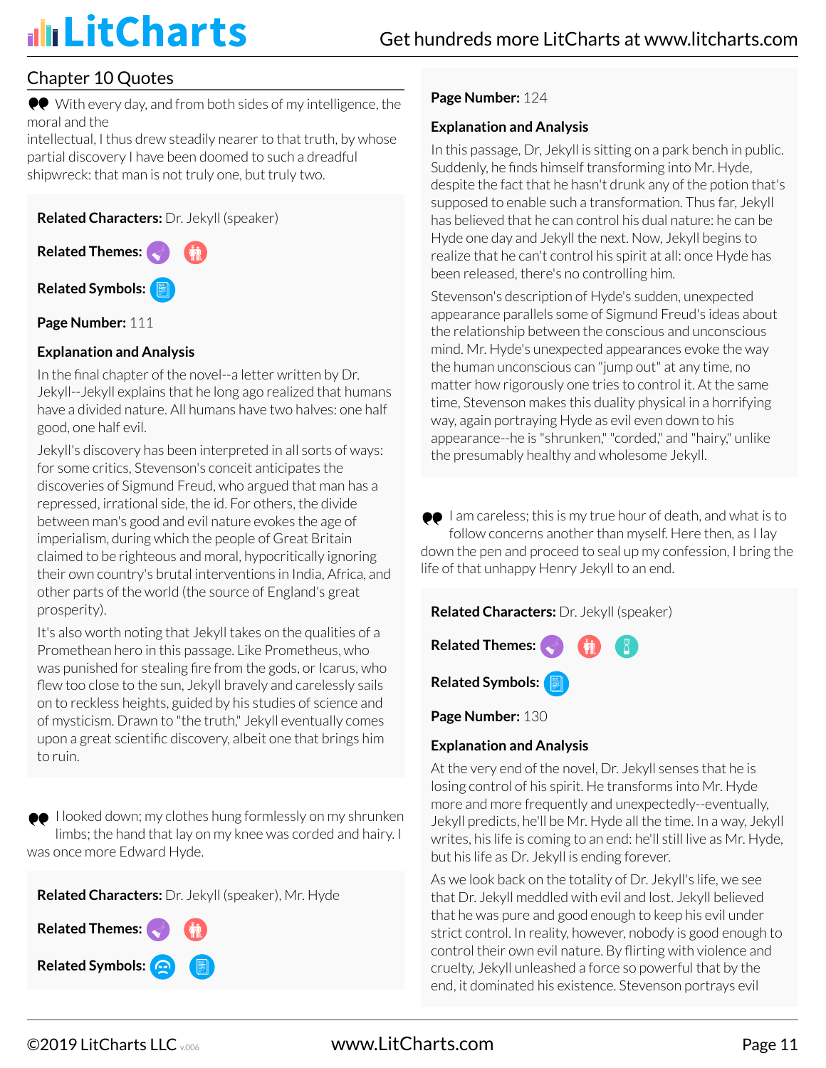## Chapter 10 Quotes

> With every day, and from both sides of my intelligence, the moral and the intellectual, I thus drew steadily nearer to that truth, by whose partial discovery I have been doomed to such a dreadful shipwreck: that man is not truly one, but truly two.

**Related Characters:** Dr. Jekyll (speaker)

**Related Themes:**

**Related Symbols:**

**Page Number:** 111

**Explanation and Analysis**

In the final chapter of the novel--a letter written by Dr. Jekyll--Jekyll explains that he long ago realized that humans have a divided nature. All humans have two halves: one half good, one half evil.

Jekyll's discovery has been interpreted in all sorts of ways: for some critics, Stevenson's conceit anticipates the discoveries of Sigmund Freud, who argued that man has a repressed, irrational side, the id. For others, the divide between man's good and evil nature evokes the age of imperialism, during which the people of Great Britain claimed to be righteous and moral, hypocritically ignoring their own country's brutal interventions in India, Africa, and other parts of the world (the source of England's great prosperity).

It's also worth noting that Jekyll takes on the qualities of a Promethean hero in this passage. Like Prometheus, who was punished for stealing fire from the gods, or Icarus, who flew too close to the sun, Jekyll bravely and carelessly sails on to reckless heights, guided by his studies of science and of mysticism. Drawn to "the truth," Jekyll eventually comes upon a great scientific discovery, albeit one that brings him to ruin.

> I looked down; my clothes hung formlessly on my shrunken limbs; the hand that lay on my knee was corded and hairy. I was once more Edward Hyde.

**Related Characters:** Dr. Jekyll (speaker), Mr. Hyde

**Related Themes:**

**Related Symbols:**

**Page Number:** 124

**Explanation and Analysis**

In this passage, Dr. Jekyll is sitting on a park bench in public. Suddenly, he finds himself transforming into Mr. Hyde, despite the fact that he hasn't drunk any of the potion that's supposed to enable such a transformation. Thus far, Jekyll has believed that he can control his dual nature: he can be Hyde one day and Jekyll the next. Now, Jekyll begins to realize that he can't control his spirit at all: once Hyde has been released, there's no controlling him.

Stevenson's description of Hyde's sudden, unexpected appearance parallels some of Sigmund Freud's ideas about the relationship between the conscious and unconscious mind. Mr. Hyde's unexpected appearances evoke the way the human unconscious can "jump out" at any time, no matter how rigorously one tries to control it. At the same time, Stevenson makes this duality physical in a horrifying way, again portraying Hyde as evil even down to his appearance--he is "shrunken," "corded," and "hairy," unlike the presumably healthy and wholesome Jekyll.

> I am careless; this is my true hour of death, and what is to follow concerns another than myself. Here then, as I lay down the pen and proceed to seal up my confession, I bring the life of that unhappy Henry Jekyll to an end.

**Related Characters:** Dr. Jekyll (speaker)

**Related Themes:**

**Related Symbols:**

**Page Number:** 130

**Explanation and Analysis**

At the very end of the novel, Dr. Jekyll senses that he is losing control of his spirit. He transforms into Mr. Hyde more and more frequently and unexpectedly--eventually, Jekyll predicts, he'll be Mr. Hyde all the time. In a way, Jekyll writes, his life is coming to an end: he'll still live as Mr. Hyde, but his life as Dr. Jekyll is ending forever.

As we look back on the totality of Dr. Jekyll's life, we see that Dr. Jekyll meddled with evil and lost. Jekyll believed that he was pure and good enough to keep his evil under strict control. In reality, however, nobody is good enough to control their own evil nature. By flirting with violence and cruelty, Jekyll unleashed a force so powerful that by the end, it dominated his existence. Stevenson portrays evil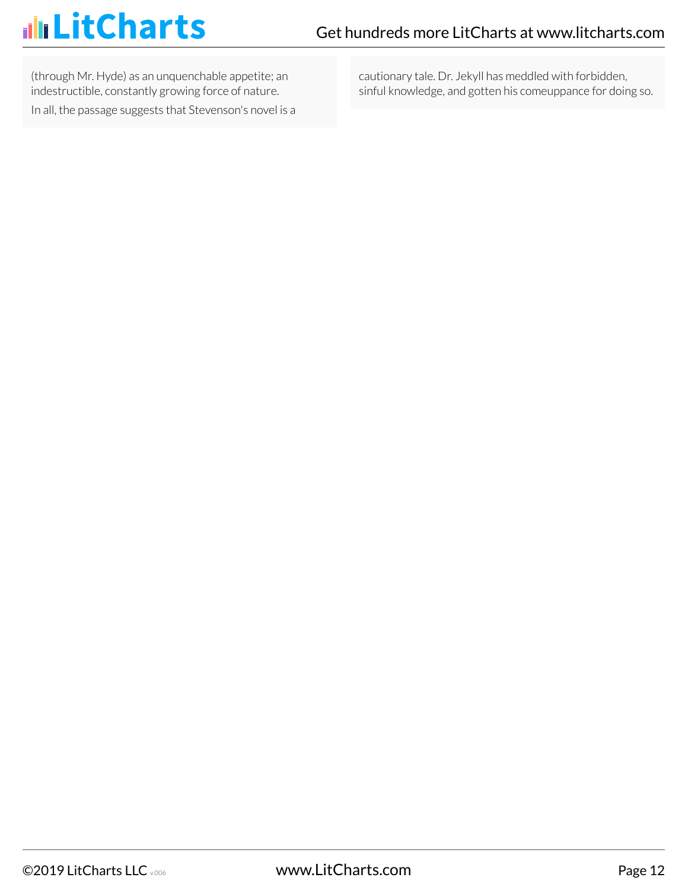(through Mr. Hyde) as an unquenchable appetite; an indestructible, constantly growing force of nature.

In all, the passage suggests that Stevenson's novel is a cautionary tale. Dr. Jekyll has meddled with forbidden, sinful knowledge, and gotten his comeuppance for doing so.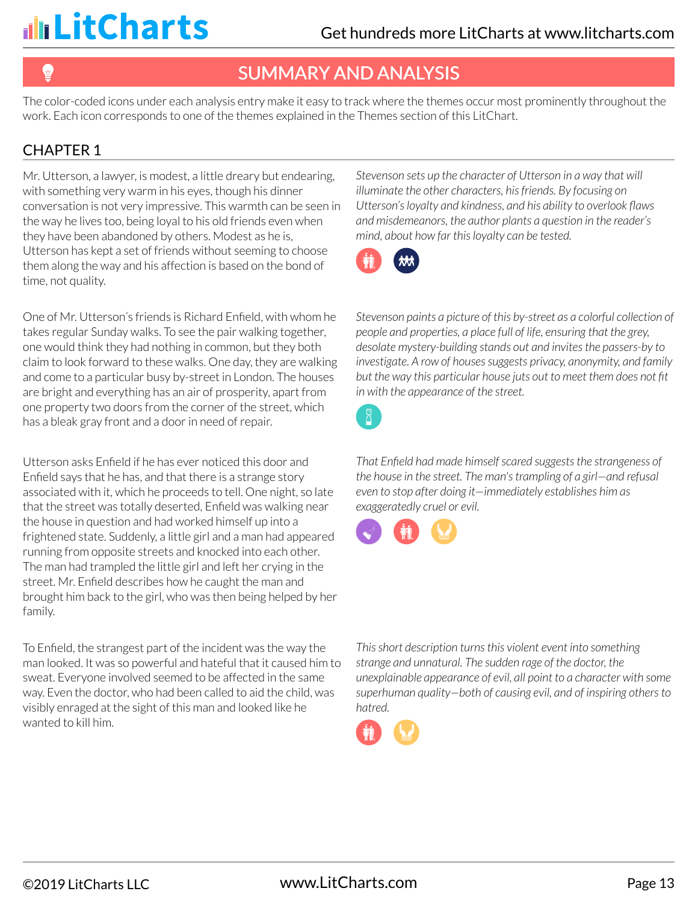## SUMMARY AND ANALYSIS

The color-coded icons under each analysis entry make it easy to track where the themes occur most prominently throughout the work. Each icon corresponds to one of the themes explained in the Themes section of this LitChart.

### CHAPTER 1

Mr. Utterson, a lawyer, is modest, a little dreary but endearing, with something very warm in his eyes, though his dinner conversation is not very impressive. This warmth can be seen in the way he lives too, being loyal to his old friends even when they have been abandoned by others. Modest as he is, Utterson has kept a set of friends without seeming to choose them along the way and his affection is based on the bond of time, not quality.

*Stevenson sets up the character of Utterson in a way that will illuminate the other characters, his friends. By focusing on Utterson's loyalty and kindness, and his ability to overlook flaws and misdemeanors, the author plants a question in the reader's mind, about how far this loyalty can be tested.*

One of Mr. Utterson's friends is Richard Enfield, with whom he takes regular Sunday walks. To see the pair walking together, one would think they had nothing in common, but they both claim to look forward to these walks. One day, they are walking and come to a particular busy by-street in London. The houses are bright and everything has an air of prosperity, apart from one property two doors from the corner of the street, which has a bleak gray front and a door in need of repair.

*Stevenson paints a picture of this by-street as a colorful collection of people and properties, a place full of life, ensuring that the grey, desolate mystery-building stands out and invites the passers-by to investigate. A row of houses suggests privacy, anonymity, and family but the way this particular house juts out to meet them does not fit in with the appearance of the street.*

Utterson asks Enfield if he has ever noticed this door and Enfield says that he has, and that there is a strange story associated with it, which he proceeds to tell. One night, so late that the street was totally deserted, Enfield was walking near the house in question and had worked himself up into a frightened state. Suddenly, a little girl and a man had appeared running from opposite streets and knocked into each other. The man had trampled the little girl and left her crying in the street. Mr. Enfield describes how he caught the man and brought him back to the girl, who was then being helped by her family.

*That Enfield had made himself scared suggests the strangeness of the house in the street. The man's trampling of a girl—and refusal even to stop after doing it—immediately establishes him as exaggeratedly cruel or evil.*

To Enfield, the strangest part of the incident was the way the man looked. It was so powerful and hateful that it caused him to sweat. Everyone involved seemed to be affected in the same way. Even the doctor, who had been called to aid the child, was visibly enraged at the sight of this man and looked like he wanted to kill him.

*This short description turns this violent event into something strange and unnatural. The sudden rage of the doctor, the unexplainable appearance of evil, all point to a character with some superhuman quality—both of causing evil, and of inspiring others to hatred.*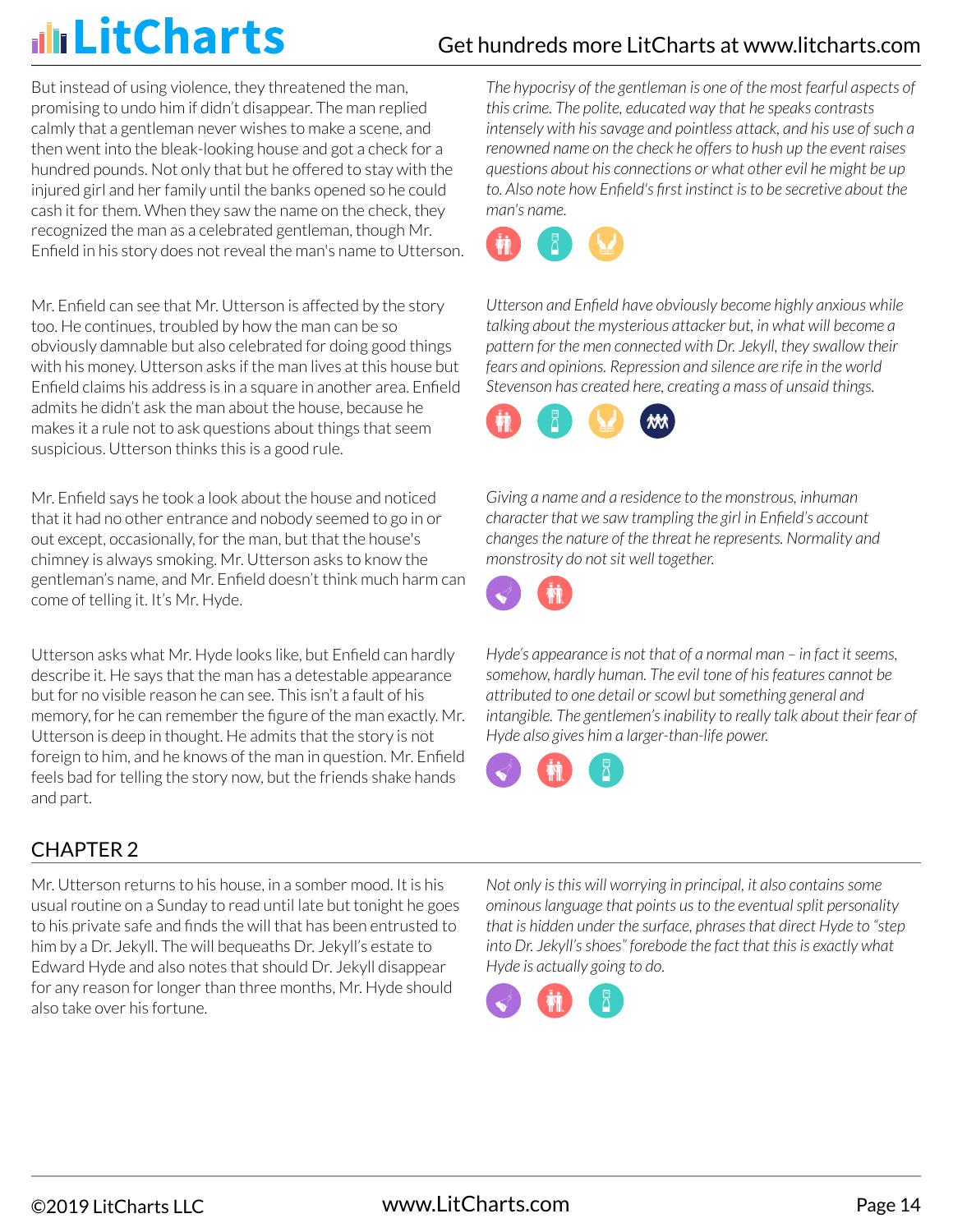But instead of using violence, they threatened the man, promising to undo him if didn't disappear. The man replied calmly that a gentleman never wishes to make a scene, and then went into the bleak-looking house and got a check for a hundred pounds. Not only that but he offered to stay with the injured girl and her family until the banks opened so he could cash it for them. When they saw the name on the check, they recognized the man as a celebrated gentleman, though Mr. Enfield in his story does not reveal the man's name to Utterson.

*The hypocrisy of the gentleman is one of the most fearful aspects of this crime. The polite, educated way that he speaks contrasts intensely with his savage and pointless attack, and his use of such a renowned name on the check he offers to hush up the event raises questions about his connections or what other evil he might be up to. Also note how Enfield's first instinct is to be secretive about the man's name.*

Mr. Enfield can see that Mr. Utterson is affected by the story too. He continues, troubled by how the man can be so obviously damnable but also celebrated for doing good things with his money. Utterson asks if the man lives at this house but Enfield claims his address is in a square in another area. Enfield admits he didn't ask the man about the house, because he makes it a rule not to ask questions about things that seem suspicious. Utterson thinks this is a good rule.

*Utterson and Enfield have obviously become highly anxious while talking about the mysterious attacker but, in what will become a pattern for the men connected with Dr. Jekyll, they swallow their fears and opinions. Repression and silence are rife in the world Stevenson has created here, creating a mass of unsaid things.*

Mr. Enfield says he took a look about the house and noticed that it had no other entrance and nobody seemed to go in or out except, occasionally, for the man, but that the house's chimney is always smoking. Mr. Utterson asks to know the gentleman's name, and Mr. Enfield doesn't think much harm can come of telling it. It's Mr. Hyde.

*Giving a name and a residence to the monstrous, inhuman character that we saw trampling the girl in Enfield's account changes the nature of the threat he represents. Normality and monstrosity do not sit well together.*

Utterson asks what Mr. Hyde looks like, but Enfield can hardly describe it. He says that the man has a detestable appearance but for no visible reason he can see. This isn't a fault of his memory, for he can remember the figure of the man exactly. Mr. Utterson is deep in thought. He admits that the story is not foreign to him, and he knows of the man in question. Mr. Enfield feels bad for telling the story now, but the friends shake hands and part.

*Hyde's appearance is not that of a normal man – in fact it seems, somehow, hardly human. The evil tone of his features cannot be attributed to one detail or scowl but something general and intangible. The gentlemen's inability to really talk about their fear of Hyde also gives him a larger-than-life power.*

## CHAPTER 2

Mr. Utterson returns to his house, in a somber mood. It is his usual routine on a Sunday to read until late but tonight he goes to his private safe and finds the will that has been entrusted to him by a Dr. Jekyll. The will bequeaths Dr. Jekyll's estate to Edward Hyde and also notes that should Dr. Jekyll disappear for any reason for longer than three months, Mr. Hyde should also take over his fortune.

*Not only is this will worrying in principal, it also contains some ominous language that points us to the eventual split personality that is hidden under the surface, phrases that direct Hyde to "step into Dr. Jekyll's shoes" forebode the fact that this is exactly what Hyde is actually going to do.*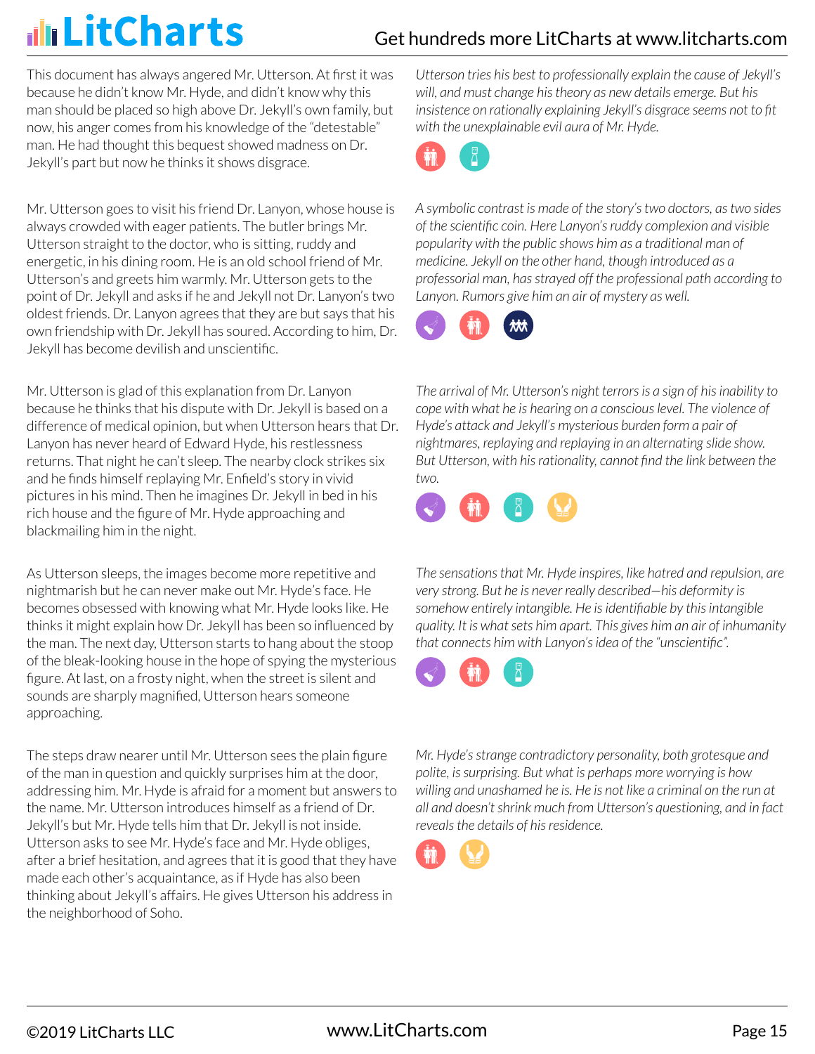This document has always angered Mr. Utterson. At first it was because he didn't know Mr. Hyde, and didn't know why this man should be placed so high above Dr. Jekyll's own family, but now, his anger comes from his knowledge of the "detestable" man. He had thought this bequest showed madness on Dr. Jekyll's part but now he thinks it shows disgrace.

*Utterson tries his best to professionally explain the cause of Jekyll's will, and must change his theory as new details emerge. But his insistence on rationally explaining Jekyll's disgrace seems not to fit with the unexplainable evil aura of Mr. Hyde.*

Mr. Utterson goes to visit his friend Dr. Lanyon, whose house is always crowded with eager patients. The butler brings Mr. Utterson straight to the doctor, who is sitting, ruddy and energetic, in his dining room. He is an old school friend of Mr. Utterson's and greets him warmly. Mr. Utterson gets to the point of Dr. Jekyll and asks if he and Jekyll not Dr. Lanyon's two oldest friends. Dr. Lanyon agrees that they are but says that his own friendship with Dr. Jekyll has soured. According to him, Dr. Jekyll has become devilish and unscientific.

*A symbolic contrast is made of the story's two doctors, as two sides of the scientific coin. Here Lanyon's ruddy complexion and visible popularity with the public shows him as a traditional man of medicine. Jekyll on the other hand, though introduced as a professorial man, has strayed off the professional path according to Lanyon. Rumors give him an air of mystery as well.*

Mr. Utterson is glad of this explanation from Dr. Lanyon because he thinks that his dispute with Dr. Jekyll is based on a difference of medical opinion, but when Utterson hears that Dr. Lanyon has never heard of Edward Hyde, his restlessness returns. That night he can't sleep. The nearby clock strikes six and he finds himself replaying Mr. Enfield's story in vivid pictures in his mind. Then he imagines Dr. Jekyll in bed in his rich house and the figure of Mr. Hyde approaching and blackmailing him in the night.

*The arrival of Mr. Utterson's night terrors is a sign of his inability to cope with what he is hearing on a conscious level. The violence of Hyde's attack and Jekyll's mysterious burden form a pair of nightmares, replaying and replaying in an alternating slide show. But Utterson, with his rationality, cannot find the link between the two.*

As Utterson sleeps, the images become more repetitive and nightmarish but he can never make out Mr. Hyde's face. He becomes obsessed with knowing what Mr. Hyde looks like. He thinks it might explain how Dr. Jekyll has been so influenced by the man. The next day, Utterson starts to hang about the stoop of the bleak-looking house in the hope of spying the mysterious figure. At last, on a frosty night, when the street is silent and sounds are sharply magnified, Utterson hears someone approaching.

*The sensations that Mr. Hyde inspires, like hatred and repulsion, are very strong. But he is never really described—his deformity is somehow entirely intangible. He is identifiable by this intangible quality. It is what sets him apart. This gives him an air of inhumanity that connects him with Lanyon's idea of the "unscientific".*

The steps draw nearer until Mr. Utterson sees the plain figure of the man in question and quickly surprises him at the door, addressing him. Mr. Hyde is afraid for a moment but answers to the name. Mr. Utterson introduces himself as a friend of Dr. Jekyll's but Mr. Hyde tells him that Dr. Jekyll is not inside. Utterson asks to see Mr. Hyde's face and Mr. Hyde obliges, after a brief hesitation, and agrees that it is good that they have made each other's acquaintance, as if Hyde has also been thinking about Jekyll's affairs. He gives Utterson his address in the neighborhood of Soho.

*Mr. Hyde's strange contradictory personality, both grotesque and polite, is surprising. But what is perhaps more worrying is how willing and unashamed he is. He is not like a criminal on the run at all and doesn't shrink much from Utterson's questioning, and in fact reveals the details of his residence.*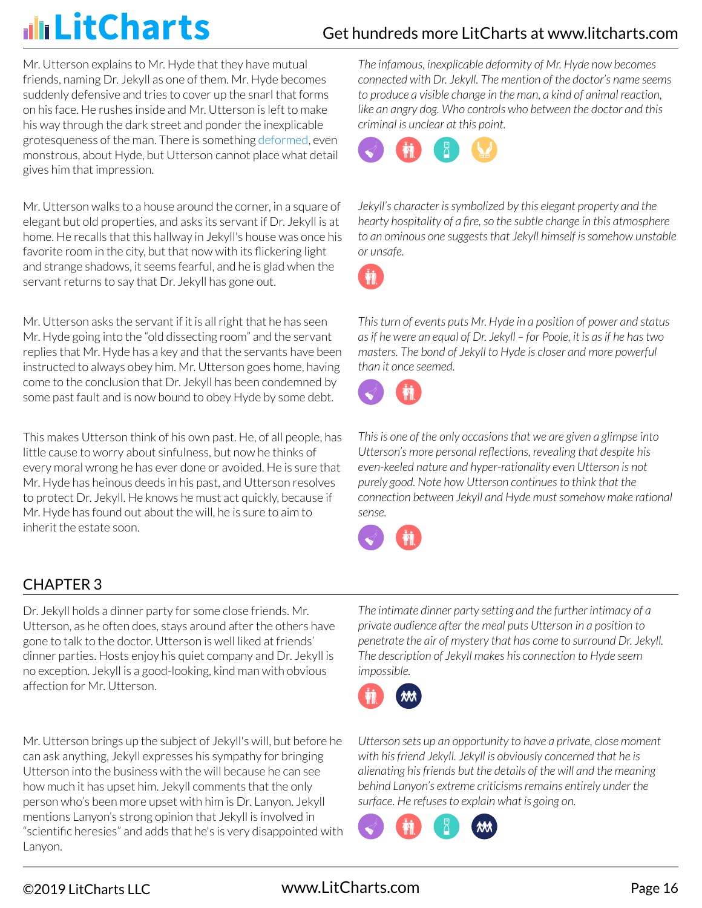Mr. Utterson explains to Mr. Hyde that they have mutual friends, naming Dr. Jekyll as one of them. Mr. Hyde becomes suddenly defensive and tries to cover up the snarl that forms on his face. He rushes inside and Mr. Utterson is left to make his way through the dark street and ponder the inexplicable grotesqueness of the man. There is something deformed, even monstrous, about Hyde, but Utterson cannot place what detail gives him that impression.

*The infamous, inexplicable deformity of Mr. Hyde now becomes connected with Dr. Jekyll. The mention of the doctor's name seems to produce a visible change in the man, a kind of animal reaction, like an angry dog. Who controls who between the doctor and this criminal is unclear at this point.*

Mr. Utterson walks to a house around the corner, in a square of elegant but old properties, and asks its servant if Dr. Jekyll is at home. He recalls that this hallway in Jekyll's house was once his favorite room in the city, but that now with its flickering light and strange shadows, it seems fearful, and he is glad when the servant returns to say that Dr. Jekyll has gone out.

*Jekyll's character is symbolized by this elegant property and the hearty hospitality of a fire, so the subtle change in this atmosphere to an ominous one suggests that Jekyll himself is somehow unstable or unsafe.*

Mr. Utterson asks the servant if it is all right that he has seen Mr. Hyde going into the "old dissecting room" and the servant replies that Mr. Hyde has a key and that the servants have been instructed to always obey him. Mr. Utterson goes home, having come to the conclusion that Dr. Jekyll has been condemned by some past fault and is now bound to obey Hyde by some debt.

*This turn of events puts Mr. Hyde in a position of power and status as if he were an equal of Dr. Jekyll – for Poole, it is as if he has two masters. The bond of Jekyll to Hyde is closer and more powerful than it once seemed.*

This makes Utterson think of his own past. He, of all people, has little cause to worry about sinfulness, but now he thinks of every moral wrong he has ever done or avoided. He is sure that Mr. Hyde has heinous deeds in his past, and Utterson resolves to protect Dr. Jekyll. He knows he must act quickly, because if Mr. Hyde has found out about the will, he is sure to aim to inherit the estate soon.

*This is one of the only occasions that we are given a glimpse into Utterson's more personal reflections, revealing that despite his even-keeled nature and hyper-rationality even Utterson is not purely good. Note how Utterson continues to think that the connection between Jekyll and Hyde must somehow make rational sense.*

## CHAPTER 3

Dr. Jekyll holds a dinner party for some close friends. Mr. Utterson, as he often does, stays around after the others have gone to talk to the doctor. Utterson is well liked at friends' dinner parties. Hosts enjoy his quiet company and Dr. Jekyll is no exception. Jekyll is a good-looking, kind man with obvious affection for Mr. Utterson.

*The intimate dinner party setting and the further intimacy of a private audience after the meal puts Utterson in a position to penetrate the air of mystery that has come to surround Dr. Jekyll. The description of Jekyll makes his connection to Hyde seem impossible.*

Mr. Utterson brings up the subject of Jekyll's will, but before he can ask anything, Jekyll expresses his sympathy for bringing Utterson into the business with the will because he can see how much it has upset him. Jekyll comments that the only person who's been more upset with him is Dr. Lanyon. Jekyll mentions Lanyon's strong opinion that Jekyll is involved in "scientific heresies" and adds that he's is very disappointed with Lanyon.

*Utterson sets up an opportunity to have a private, close moment with his friend Jekyll. Jekyll is obviously concerned that he is alienating his friends but the details of the will and the meaning behind Lanyon's extreme criticisms remains entirely under the surface. He refuses to explain what is going on.*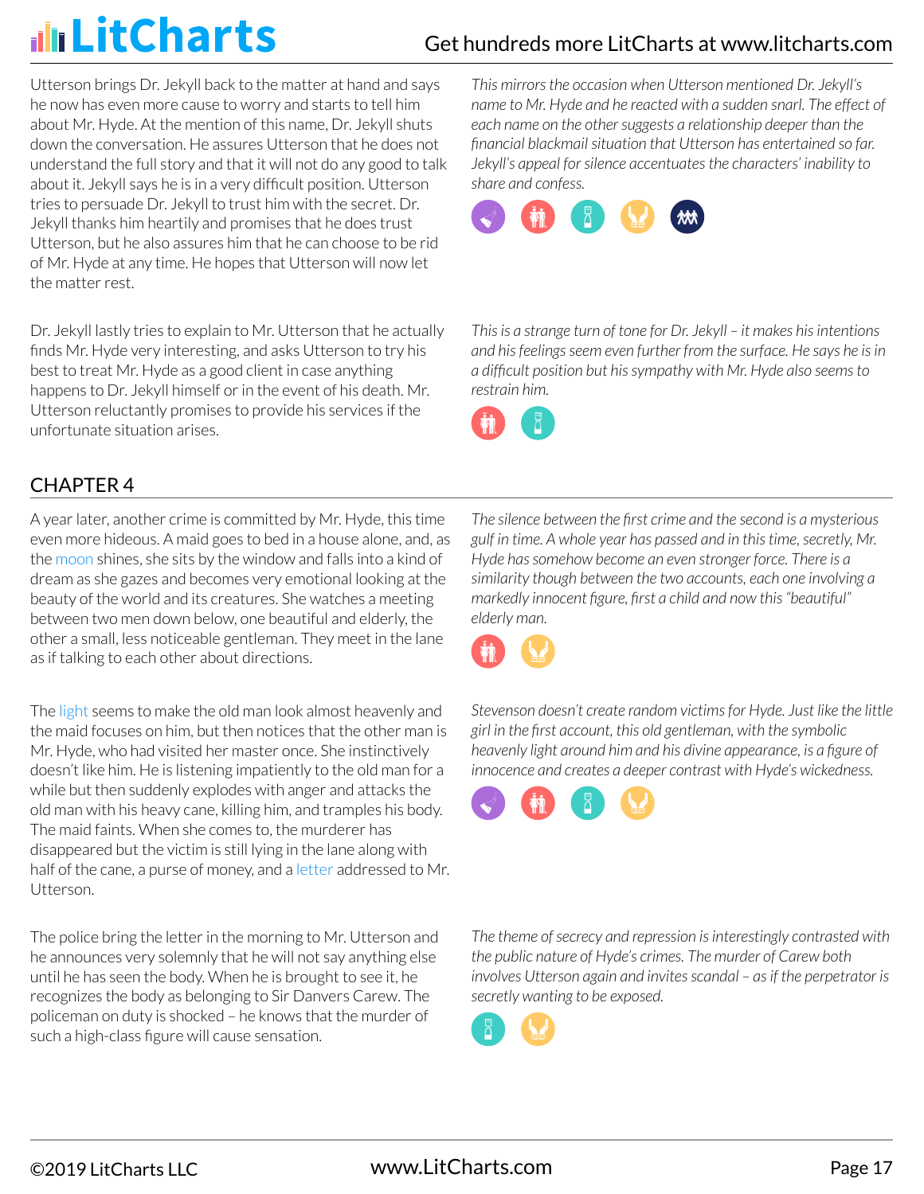Utterson brings Dr. Jekyll back to the matter at hand and says he now has even more cause to worry and starts to tell him about Mr. Hyde. At the mention of this name, Dr. Jekyll shuts down the conversation. He assures Utterson that he does not understand the full story and that it will not do any good to talk about it. Jekyll says he is in a very difficult position. Utterson tries to persuade Dr. Jekyll to trust him with the secret. Dr. Jekyll thanks him heartily and promises that he does trust Utterson, but he also assures him that he can choose to be rid of Mr. Hyde at any time. He hopes that Utterson will now let the matter rest.

*This mirrors the occasion when Utterson mentioned Dr. Jekyll's name to Mr. Hyde and he reacted with a sudden snarl. The effect of each name on the other suggests a relationship deeper than the financial blackmail situation that Utterson has entertained so far. Jekyll's appeal for silence accentuates the characters' inability to share and confess.*

Dr. Jekyll lastly tries to explain to Mr. Utterson that he actually finds Mr. Hyde very interesting, and asks Utterson to try his best to treat Mr. Hyde as a good client in case anything happens to Dr. Jekyll himself or in the event of his death. Mr. Utterson reluctantly promises to provide his services if the unfortunate situation arises.

*This is a strange turn of tone for Dr. Jekyll – it makes his intentions and his feelings seem even further from the surface. He says he is in a difficult position but his sympathy with Mr. Hyde also seems to restrain him.*

## CHAPTER 4

A year later, another crime is committed by Mr. Hyde, this time even more hideous. A maid goes to bed in a house alone, and, as the moon shines, she sits by the window and falls into a kind of dream as she gazes and becomes very emotional looking at the beauty of the world and its creatures. She watches a meeting between two men down below, one beautiful and elderly, the other a small, less noticeable gentleman. They meet in the lane as if talking to each other about directions.

*The silence between the first crime and the second is a mysterious gulf in time. A whole year has passed and in this time, secretly, Mr. Hyde has somehow become an even stronger force. There is a similarity though between the two accounts, each one involving a markedly innocent figure, first a child and now this "beautiful" elderly man.*

The light seems to make the old man look almost heavenly and the maid focuses on him, but then notices that the other man is Mr. Hyde, who had visited her master once. She instinctively doesn't like him. He is listening impatiently to the old man for a while but then suddenly explodes with anger and attacks the old man with his heavy cane, killing him, and tramples his body. The maid faints. When she comes to, the murderer has disappeared but the victim is still lying in the lane along with half of the cane, a purse of money, and a letter addressed to Mr. Utterson.

*Stevenson doesn't create random victims for Hyde. Just like the little girl in the first account, this old gentleman, with the symbolic heavenly light around him and his divine appearance, is a figure of innocence and creates a deeper contrast with Hyde's wickedness.*

The police bring the letter in the morning to Mr. Utterson and he announces very solemnly that he will not say anything else until he has seen the body. When he is brought to see it, he recognizes the body as belonging to Sir Danvers Carew. The policeman on duty is shocked – he knows that the murder of such a high-class figure will cause sensation.

*The theme of secrecy and repression is interestingly contrasted with the public nature of Hyde's crimes. The murder of Carew both involves Utterson again and invites scandal – as if the perpetrator is secretly wanting to be exposed.*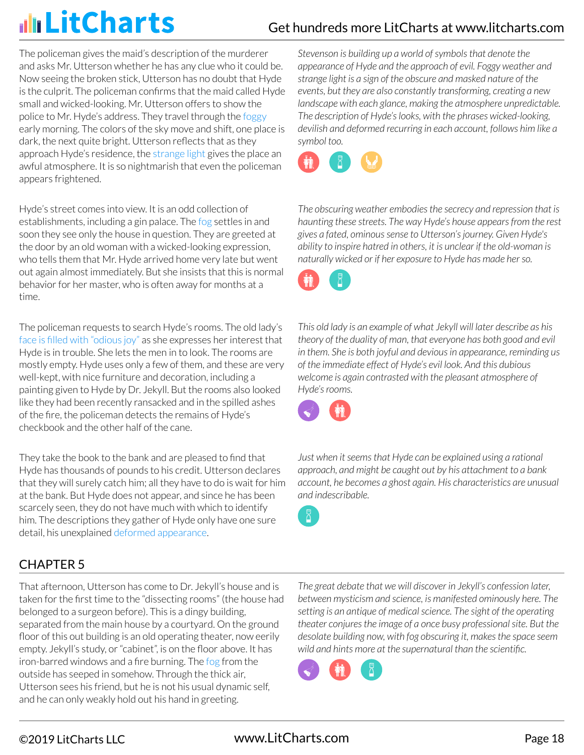The policeman gives the maid's description of the murderer and asks Mr. Utterson whether he has any clue who it could be. Now seeing the broken stick, Utterson has no doubt that Hyde is the culprit. The policeman confirms that the maid called Hyde small and wicked-looking. Mr. Utterson offers to show the police to Mr. Hyde's address. They travel through the foggy early morning. The colors of the sky move and shift, one place is dark, the next quite bright. Utterson reflects that as they approach Hyde's residence, the strange light gives the place an awful atmosphere. It is so nightmarish that even the policeman appears frightened.

*Stevenson is building up a world of symbols that denote the appearance of Hyde and the approach of evil. Foggy weather and strange light is a sign of the obscure and masked nature of the events, but they are also constantly transforming, creating a new landscape with each glance, making the atmosphere unpredictable. The description of Hyde's looks, with the phrases wicked-looking, devilish and deformed recurring in each account, follows him like a symbol too.*

Hyde's street comes into view. It is an odd collection of establishments, including a gin palace. The fog settles in and soon they see only the house in question. They are greeted at the door by an old woman with a wicked-looking expression, who tells them that Mr. Hyde arrived home very late but went out again almost immediately. But she insists that this is normal behavior for her master, who is often away for months at a time.

*The obscuring weather embodies the secrecy and repression that is haunting these streets. The way Hyde's house appears from the rest gives a fated, ominous sense to Utterson's journey. Given Hyde's ability to inspire hatred in others, it is unclear if the old-woman is naturally wicked or if her exposure to Hyde has made her so.*

The policeman requests to search Hyde's rooms. The old lady's face is filled with "odious joy" as she expresses her interest that Hyde is in trouble. She lets the men in to look. The rooms are mostly empty. Hyde uses only a few of them, and these are very well-kept, with nice furniture and decoration, including a painting given to Hyde by Dr. Jekyll. But the rooms also looked like they had been recently ransacked and in the spilled ashes of the fire, the policeman detects the remains of Hyde's checkbook and the other half of the cane.

*This old lady is an example of what Jekyll will later describe as his theory of the duality of man, that everyone has both good and evil in them. She is both joyful and devious in appearance, reminding us of the immediate effect of Hyde's evil look. And this dubious welcome is again contrasted with the pleasant atmosphere of Hyde's rooms.*

They take the book to the bank and are pleased to find that Hyde has thousands of pounds to his credit. Utterson declares that they will surely catch him; all they have to do is wait for him at the bank. But Hyde does not appear, and since he has been scarcely seen, they do not have much with which to identify him. The descriptions they gather of Hyde only have one sure detail, his unexplained deformed appearance.

*Just when it seems that Hyde can be explained using a rational approach, and might be caught out by his attachment to a bank account, he becomes a ghost again. His characteristics are unusual and indescribable.*

## CHAPTER 5

That afternoon, Utterson has come to Dr. Jekyll's house and is taken for the first time to the "dissecting rooms" (the house had belonged to a surgeon before). This is a dingy building, separated from the main house by a courtyard. On the ground floor of this out building is an old operating theater, now eerily empty. Jekyll's study, or "cabinet", is on the floor above. It has iron-barred windows and a fire burning. The fog from the outside has seeped in somehow. Through the thick air, Utterson sees his friend, but he is not his usual dynamic self, and he can only weakly hold out his hand in greeting.

*The great debate that we will discover in Jekyll's confession later, between mysticism and science, is manifested ominously here. The setting is an antique of medical science. The sight of the operating theater conjures the image of a once busy professional site. But the desolate building now, with fog obscuring it, makes the space seem wild and hints more at the supernatural than the scientific.*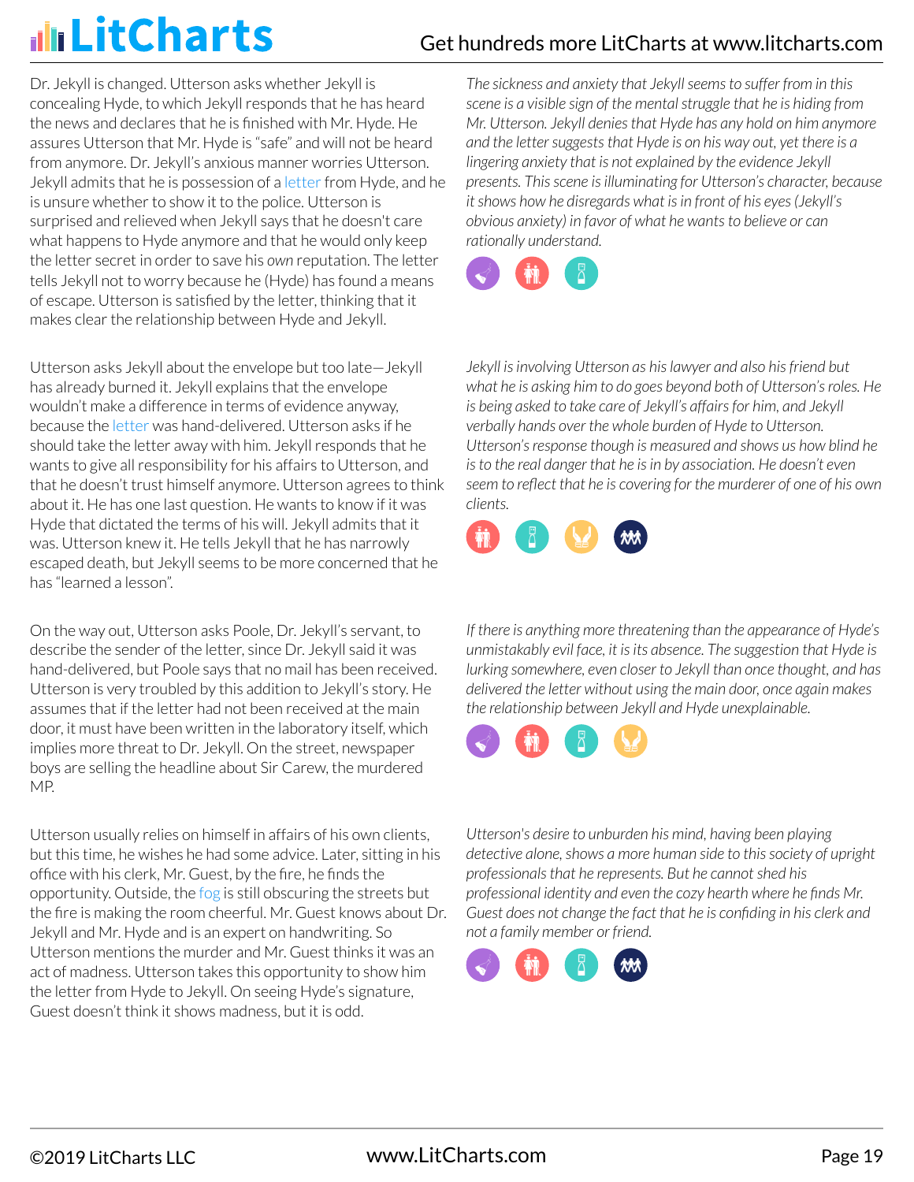Dr. Jekyll is changed. Utterson asks whether Jekyll is concealing Hyde, to which Jekyll responds that he has heard the news and declares that he is finished with Mr. Hyde. He assures Utterson that Mr. Hyde is "safe" and will not be heard from anymore. Dr. Jekyll's anxious manner worries Utterson. Jekyll admits that he is possession of a letter from Hyde, and he is unsure whether to show it to the police. Utterson is surprised and relieved when Jekyll says that he doesn't care what happens to Hyde anymore and that he would only keep the letter secret in order to save his *own* reputation. The letter tells Jekyll not to worry because he (Hyde) has found a means of escape. Utterson is satisfied by the letter, thinking that it makes clear the relationship between Hyde and Jekyll.

*The sickness and anxiety that Jekyll seems to suffer from in this scene is a visible sign of the mental struggle that he is hiding from Mr. Utterson. Jekyll denies that Hyde has any hold on him anymore and the letter suggests that Hyde is on his way out, yet there is a lingering anxiety that is not explained by the evidence Jekyll presents. This scene is illuminating for Utterson's character, because it shows how he disregards what is in front of his eyes (Jekyll's obvious anxiety) in favor of what he wants to believe or can rationally understand.*

Utterson asks Jekyll about the envelope but too late—Jekyll has already burned it. Jekyll explains that the envelope wouldn't make a difference in terms of evidence anyway, because the letter was hand-delivered. Utterson asks if he should take the letter away with him. Jekyll responds that he wants to give all responsibility for his affairs to Utterson, and that he doesn't trust himself anymore. Utterson agrees to think about it. He has one last question. He wants to know if it was Hyde that dictated the terms of his will. Jekyll admits that it was. Utterson knew it. He tells Jekyll that he has narrowly escaped death, but Jekyll seems to be more concerned that he has "learned a lesson".

*Jekyll is involving Utterson as his lawyer and also his friend but what he is asking him to do goes beyond both of Utterson's roles. He is being asked to take care of Jekyll's affairs for him, and Jekyll verbally hands over the whole burden of Hyde to Utterson. Utterson's response though is measured and shows us how blind he is to the real danger that he is in by association. He doesn't even seem to reflect that he is covering for the murderer of one of his own clients.*

On the way out, Utterson asks Poole, Dr. Jekyll's servant, to describe the sender of the letter, since Dr. Jekyll said it was hand-delivered, but Poole says that no mail has been received. Utterson is very troubled by this addition to Jekyll's story. He assumes that if the letter had not been received at the main door, it must have been written in the laboratory itself, which implies more threat to Dr. Jekyll. On the street, newspaper boys are selling the headline about Sir Carew, the murdered MP.

*If there is anything more threatening than the appearance of Hyde's unmistakably evil face, it is its absence. The suggestion that Hyde is lurking somewhere, even closer to Jekyll than once thought, and has delivered the letter without using the main door, once again makes the relationship between Jekyll and Hyde unexplainable.*

Utterson usually relies on himself in affairs of his own clients, but this time, he wishes he had some advice. Later, sitting in his office with his clerk, Mr. Guest, by the fire, he finds the opportunity. Outside, the fog is still obscuring the streets but the fire is making the room cheerful. Mr. Guest knows about Dr. Jekyll and Mr. Hyde and is an expert on handwriting. So Utterson mentions the murder and Mr. Guest thinks it was an act of madness. Utterson takes this opportunity to show him the letter from Hyde to Jekyll. On seeing Hyde's signature, Guest doesn't think it shows madness, but it is odd.

*Utterson's desire to unburden his mind, having been playing detective alone, shows a more human side to this society of upright professionals that he represents. But he cannot shed his professional identity and even the cozy hearth where he finds Mr. Guest does not change the fact that he is confiding in his clerk and not a family member or friend.*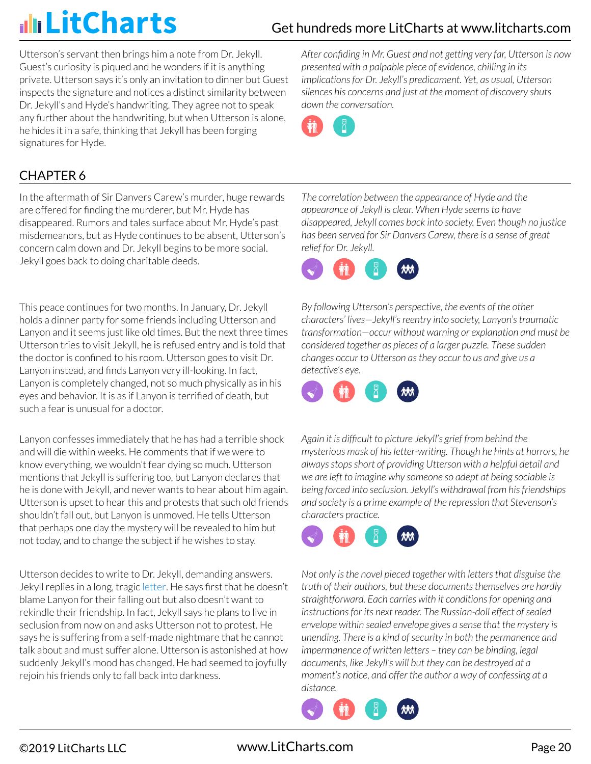Utterson's servant then brings him a note from Dr. Jekyll. Guest's curiosity is piqued and he wonders if it is anything private. Utterson says it's only an invitation to dinner but Guest inspects the signature and notices a distinct similarity between Dr. Jekyll's and Hyde's handwriting. They agree not to speak any further about the handwriting, but when Utterson is alone, he hides it in a safe, thinking that Jekyll has been forging signatures for Hyde.

*After confiding in Mr. Guest and not getting very far, Utterson is now presented with a palpable piece of evidence, chilling in its implications for Dr. Jekyll's predicament. Yet, as usual, Utterson silences his concerns and just at the moment of discovery shuts down the conversation.*

## CHAPTER 6

In the aftermath of Sir Danvers Carew's murder, huge rewards are offered for finding the murderer, but Mr. Hyde has disappeared. Rumors and tales surface about Mr. Hyde's past misdemeanors, but as Hyde continues to be absent, Utterson's concern calm down and Dr. Jekyll begins to be more social. Jekyll goes back to doing charitable deeds.

*The correlation between the appearance of Hyde and the appearance of Jekyll is clear. When Hyde seems to have disappeared, Jekyll comes back into society. Even though no justice has been served for Sir Danvers Carew, there is a sense of great relief for Dr. Jekyll.*

This peace continues for two months. In January, Dr. Jekyll holds a dinner party for some friends including Utterson and Lanyon and it seems just like old times. But the next three times Utterson tries to visit Jekyll, he is refused entry and is told that the doctor is confined to his room. Utterson goes to visit Dr. Lanyon instead, and finds Lanyon very ill-looking. In fact, Lanyon is completely changed, not so much physically as in his eyes and behavior. It is as if Lanyon is terrified of death, but such a fear is unusual for a doctor.

*By following Utterson's perspective, the events of the other characters' lives—Jekyll's reentry into society, Lanyon's traumatic transformation—occur without warning or explanation and must be considered together as pieces of a larger puzzle. These sudden changes occur to Utterson as they occur to us and give us a detective's eye.*

Lanyon confesses immediately that he has had a terrible shock and will die within weeks. He comments that if we were to know everything, we wouldn't fear dying so much. Utterson mentions that Jekyll is suffering too, but Lanyon declares that he is done with Jekyll, and never wants to hear about him again. Utterson is upset to hear this and protests that such old friends shouldn't fall out, but Lanyon is unmoved. He tells Utterson that perhaps one day the mystery will be revealed to him but not today, and to change the subject if he wishes to stay.

*Again it is difficult to picture Jekyll's grief from behind the mysterious mask of his letter-writing. Though he hints at horrors, he always stops short of providing Utterson with a helpful detail and we are left to imagine why someone so adept at being sociable is being forced into seclusion. Jekyll's withdrawal from his friendships and society is a prime example of the repression that Stevenson's characters practice.*

Utterson decides to write to Dr. Jekyll, demanding answers. Jekyll replies in a long, tragic letter. He says first that he doesn't blame Lanyon for their falling out but also doesn't want to rekindle their friendship. In fact, Jekyll says he plans to live in seclusion from now on and asks Utterson not to protest. He says he is suffering from a self-made nightmare that he cannot talk about and must suffer alone. Utterson is astonished at how suddenly Jekyll's mood has changed. He had seemed to joyfully rejoin his friends only to fall back into darkness.

*Not only is the novel pieced together with letters that disguise the truth of their authors, but these documents themselves are hardly straightforward. Each carries with it conditions for opening and instructions for its next reader. The Russian-doll effect of sealed envelope within sealed envelope gives a sense that the mystery is unending. There is a kind of security in both the permanence and impermanence of written letters – they can be binding, legal documents, like Jekyll's will but they can be destroyed at a moment's notice, and offer the author a way of confessing at a distance.*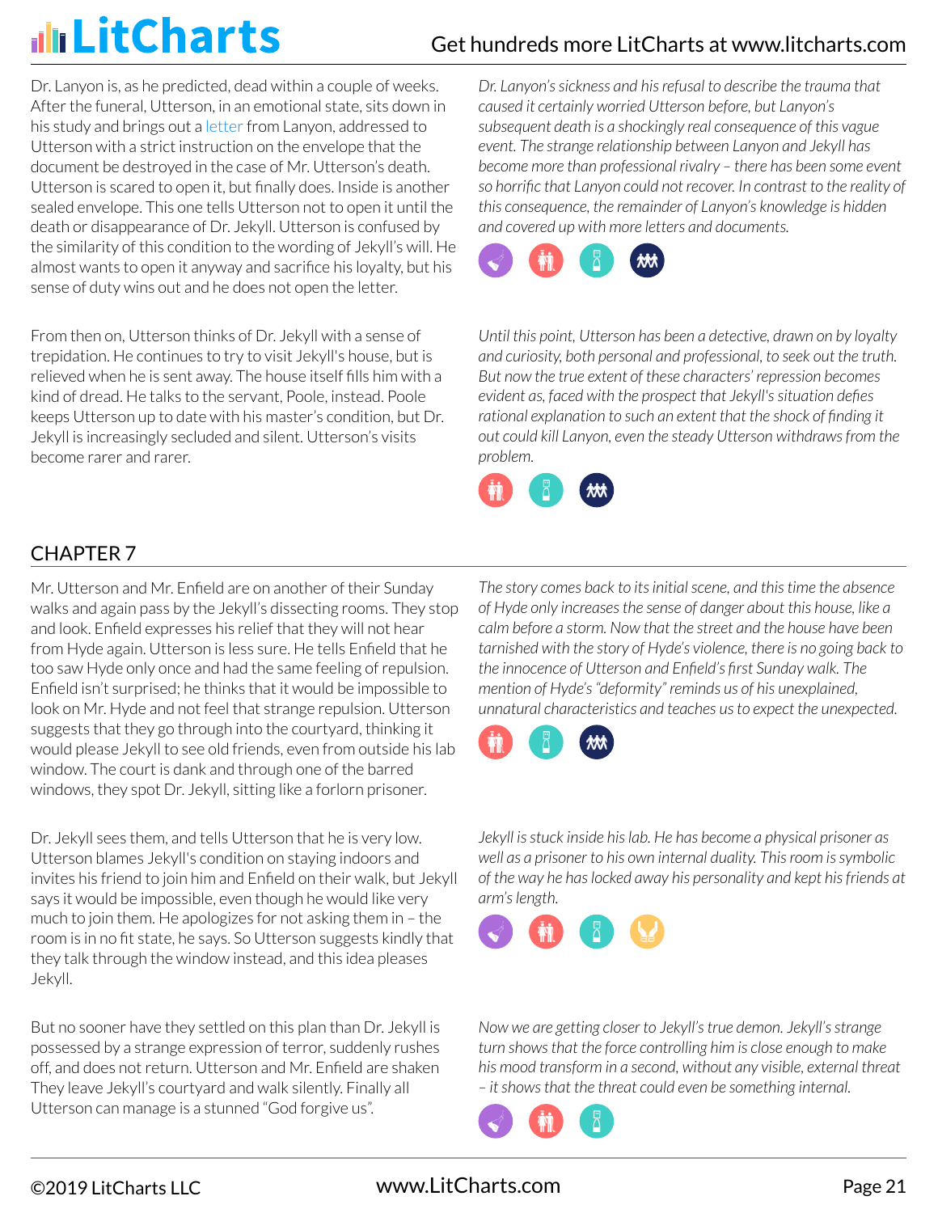Dr. Lanyon is, as he predicted, dead within a couple of weeks. After the funeral, Utterson, in an emotional state, sits down in his study and brings out a letter from Lanyon, addressed to Utterson with a strict instruction on the envelope that the document be destroyed in the case of Mr. Utterson's death. Utterson is scared to open it, but finally does. Inside is another sealed envelope. This one tells Utterson not to open it until the death or disappearance of Dr. Jekyll. Utterson is confused by the similarity of this condition to the wording of Jekyll's will. He almost wants to open it anyway and sacrifice his loyalty, but his sense of duty wins out and he does not open the letter.

*Dr. Lanyon's sickness and his refusal to describe the trauma that caused it certainly worried Utterson before, but Lanyon's subsequent death is a shockingly real consequence of this vague event. The strange relationship between Lanyon and Jekyll has become more than professional rivalry – there has been some event so horrific that Lanyon could not recover. In contrast to the reality of this consequence, the remainder of Lanyon's knowledge is hidden and covered up with more letters and documents.*

From then on, Utterson thinks of Dr. Jekyll with a sense of trepidation. He continues to try to visit Jekyll's house, but is relieved when he is sent away. The house itself fills him with a kind of dread. He talks to the servant, Poole, instead. Poole keeps Utterson up to date with his master's condition, but Dr. Jekyll is increasingly secluded and silent. Utterson's visits become rarer and rarer.

*Until this point, Utterson has been a detective, drawn on by loyalty and curiosity, both personal and professional, to seek out the truth. But now the true extent of these characters' repression becomes evident as, faced with the prospect that Jekyll's situation defies rational explanation to such an extent that the shock of finding it out could kill Lanyon, even the steady Utterson withdraws from the problem.*

## CHAPTER 7

Mr. Utterson and Mr. Enfield are on another of their Sunday walks and again pass by the Jekyll's dissecting rooms. They stop and look. Enfield expresses his relief that they will not hear from Hyde again. Utterson is less sure. He tells Enfield that he too saw Hyde only once and had the same feeling of repulsion. Enfield isn't surprised; he thinks that it would be impossible to look on Mr. Hyde and not feel that strange repulsion. Utterson suggests that they go through into the courtyard, thinking it would please Jekyll to see old friends, even from outside his lab window. The court is dank and through one of the barred windows, they spot Dr. Jekyll, sitting like a forlorn prisoner.

*The story comes back to its initial scene, and this time the absence of Hyde only increases the sense of danger about this house, like a calm before a storm. Now that the street and the house have been tarnished with the story of Hyde's violence, there is no going back to the innocence of Utterson and Enfield's first Sunday walk. The mention of Hyde's "deformity" reminds us of his unexplained, unnatural characteristics and teaches us to expect the unexpected.*

Dr. Jekyll sees them, and tells Utterson that he is very low. Utterson blames Jekyll's condition on staying indoors and invites his friend to join him and Enfield on their walk, but Jekyll says it would be impossible, even though he would like very much to join them. He apologizes for not asking them in – the room is in no fit state, he says. So Utterson suggests kindly that they talk through the window instead, and this idea pleases Jekyll.

*Jekyll is stuck inside his lab. He has become a physical prisoner as well as a prisoner to his own internal duality. This room is symbolic of the way he has locked away his personality and kept his friends at arm's length.*

But no sooner have they settled on this plan than Dr. Jekyll is possessed by a strange expression of terror, suddenly rushes off, and does not return. Utterson and Mr. Enfield are shaken They leave Jekyll's courtyard and walk silently. Finally all Utterson can manage is a stunned "God forgive us".

*Now we are getting closer to Jekyll's true demon. Jekyll's strange turn shows that the force controlling him is close enough to make his mood transform in a second, without any visible, external threat – it shows that the threat could even be something internal.*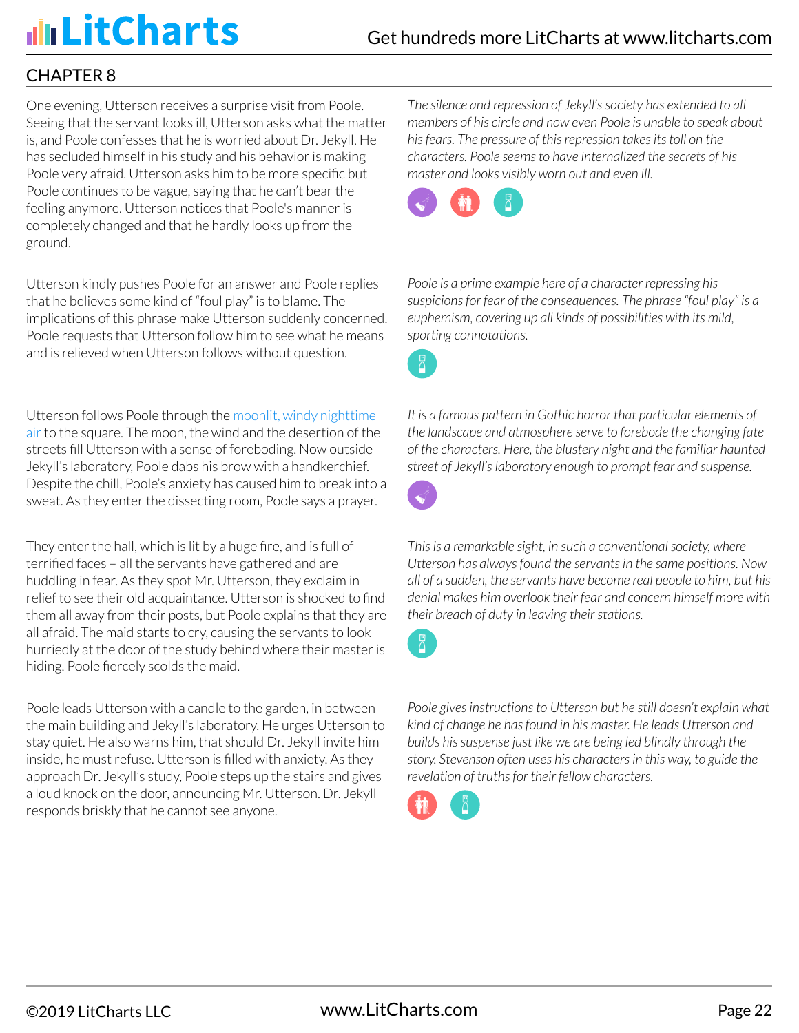## CHAPTER 8

One evening, Utterson receives a surprise visit from Poole. Seeing that the servant looks ill, Utterson asks what the matter is, and Poole confesses that he is worried about Dr. Jekyll. He has secluded himself in his study and his behavior is making Poole very afraid. Utterson asks him to be more specific but Poole continues to be vague, saying that he can't bear the feeling anymore. Utterson notices that Poole's manner is completely changed and that he hardly looks up from the ground.

*The silence and repression of Jekyll's society has extended to all members of his circle and now even Poole is unable to speak about his fears. The pressure of this repression takes its toll on the characters. Poole seems to have internalized the secrets of his master and looks visibly worn out and even ill.*

Utterson kindly pushes Poole for an answer and Poole replies that he believes some kind of "foul play" is to blame. The implications of this phrase make Utterson suddenly concerned. Poole requests that Utterson follow him to see what he means and is relieved when Utterson follows without question.

*Poole is a prime example here of a character repressing his suspicions for fear of the consequences. The phrase "foul play" is a euphemism, covering up all kinds of possibilities with its mild, sporting connotations.*

Utterson follows Poole through the moonlit, windy nighttime air to the square. The moon, the wind and the desertion of the streets fill Utterson with a sense of foreboding. Now outside Jekyll's laboratory, Poole dabs his brow with a handkerchief. Despite the chill, Poole's anxiety has caused him to break into a sweat. As they enter the dissecting room, Poole says a prayer.

*It is a famous pattern in Gothic horror that particular elements of the landscape and atmosphere serve to forebode the changing fate of the characters. Here, the blustery night and the familiar haunted street of Jekyll's laboratory enough to prompt fear and suspense.*

They enter the hall, which is lit by a huge fire, and is full of terrified faces – all the servants have gathered and are huddling in fear. As they spot Mr. Utterson, they exclaim in relief to see their old acquaintance. Utterson is shocked to find them all away from their posts, but Poole explains that they are all afraid. The maid starts to cry, causing the servants to look hurriedly at the door of the study behind where their master is hiding. Poole fiercely scolds the maid.

*This is a remarkable sight, in such a conventional society, where Utterson has always found the servants in the same positions. Now all of a sudden, the servants have become real people to him, but his denial makes him overlook their fear and concern himself more with their breach of duty in leaving their stations.*

Poole leads Utterson with a candle to the garden, in between the main building and Jekyll's laboratory. He urges Utterson to stay quiet. He also warns him, that should Dr. Jekyll invite him inside, he must refuse. Utterson is filled with anxiety. As they approach Dr. Jekyll's study, Poole steps up the stairs and gives a loud knock on the door, announcing Mr. Utterson. Dr. Jekyll responds briskly that he cannot see anyone.

*Poole gives instructions to Utterson but he still doesn't explain what kind of change he has found in his master. He leads Utterson and builds his suspense just like we are being led blindly through the story. Stevenson often uses his characters in this way, to guide the revelation of truths for their fellow characters.*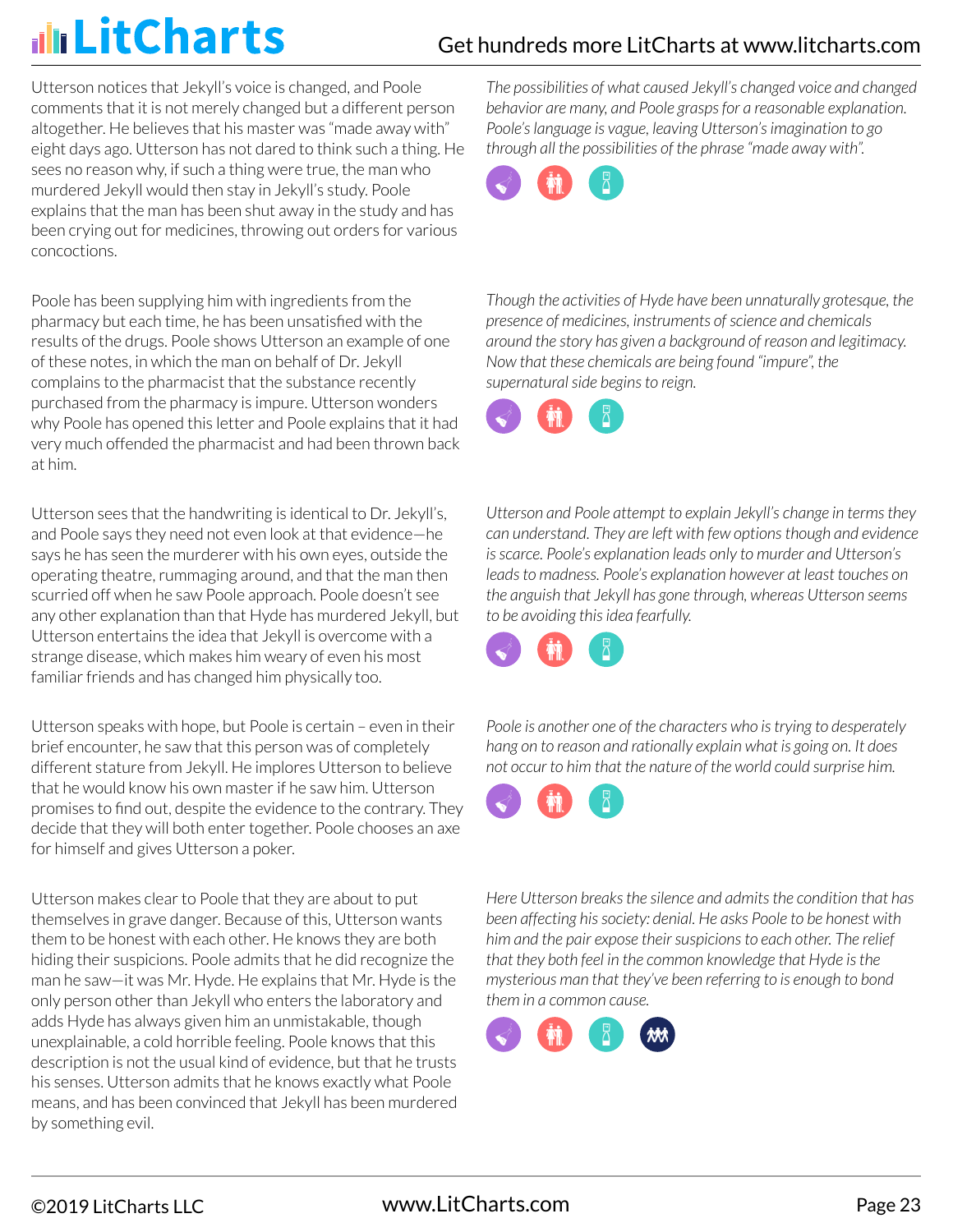Utterson notices that Jekyll's voice is changed, and Poole comments that it is not merely changed but a different person altogether. He believes that his master was "made away with" eight days ago. Utterson has not dared to think such a thing. He sees no reason why, if such a thing were true, the man who murdered Jekyll would then stay in Jekyll's study. Poole explains that the man has been shut away in the study and has been crying out for medicines, throwing out orders for various concoctions.

*The possibilities of what caused Jekyll's changed voice and changed behavior are many, and Poole grasps for a reasonable explanation. Poole's language is vague, leaving Utterson's imagination to go through all the possibilities of the phrase "made away with".*

Poole has been supplying him with ingredients from the pharmacy but each time, he has been unsatisfied with the results of the drugs. Poole shows Utterson an example of one of these notes, in which the man on behalf of Dr. Jekyll complains to the pharmacist that the substance recently purchased from the pharmacy is impure. Utterson wonders why Poole has opened this letter and Poole explains that it had very much offended the pharmacist and had been thrown back at him.

*Though the activities of Hyde have been unnaturally grotesque, the presence of medicines, instruments of science and chemicals around the story has given a background of reason and legitimacy. Now that these chemicals are being found "impure", the supernatural side begins to reign.*

Utterson sees that the handwriting is identical to Dr. Jekyll's, and Poole says they need not even look at that evidence—he says he has seen the murderer with his own eyes, outside the operating theatre, rummaging around, and that the man then scurried off when he saw Poole approach. Poole doesn't see any other explanation than that Hyde has murdered Jekyll, but Utterson entertains the idea that Jekyll is overcome with a strange disease, which makes him weary of even his most familiar friends and has changed him physically too.

*Utterson and Poole attempt to explain Jekyll's change in terms they can understand. They are left with few options though and evidence is scarce. Poole's explanation leads only to murder and Utterson's leads to madness. Poole's explanation however at least touches on the anguish that Jekyll has gone through, whereas Utterson seems to be avoiding this idea fearfully.*

Utterson speaks with hope, but Poole is certain – even in their brief encounter, he saw that this person was of completely different stature from Jekyll. He implores Utterson to believe that he would know his own master if he saw him. Utterson promises to find out, despite the evidence to the contrary. They decide that they will both enter together. Poole chooses an axe for himself and gives Utterson a poker.

*Poole is another one of the characters who is trying to desperately hang on to reason and rationally explain what is going on. It does not occur to him that the nature of the world could surprise him.*

Utterson makes clear to Poole that they are about to put themselves in grave danger. Because of this, Utterson wants them to be honest with each other. He knows they are both hiding their suspicions. Poole admits that he did recognize the man he saw—it was Mr. Hyde. He explains that Mr. Hyde is the only person other than Jekyll who enters the laboratory and adds Hyde has always given him an unmistakable, though unexplainable, a cold horrible feeling. Poole knows that this description is not the usual kind of evidence, but that he trusts his senses. Utterson admits that he knows exactly what Poole means, and has been convinced that Jekyll has been murdered by something evil.

*Here Utterson breaks the silence and admits the condition that has been affecting his society: denial. He asks Poole to be honest with him and the pair expose their suspicions to each other. The relief that they both feel in the common knowledge that Hyde is the mysterious man that they've been referring to is enough to bond them in a common cause.*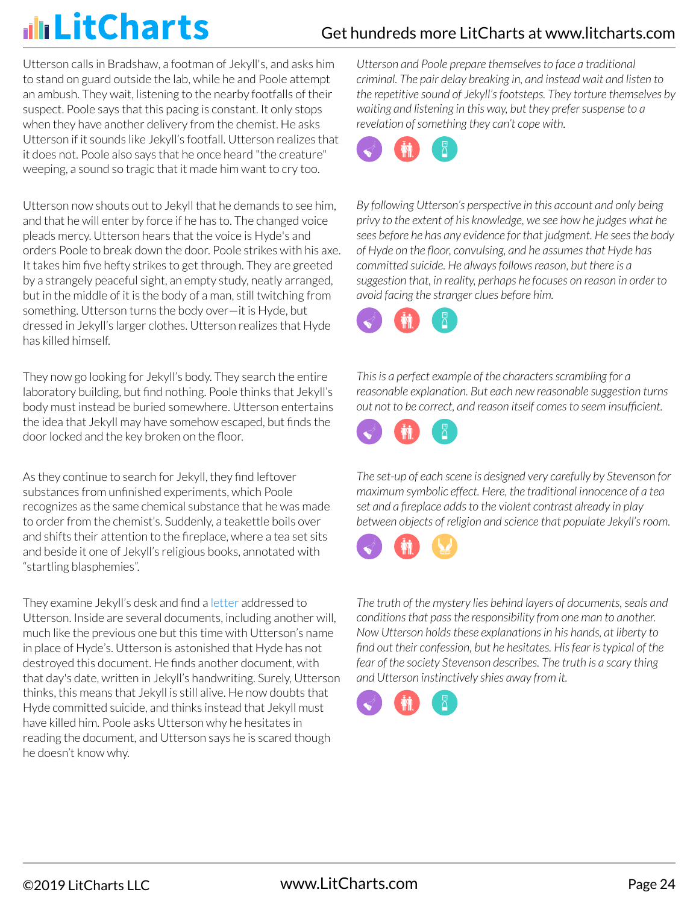Utterson calls in Bradshaw, a footman of Jekyll's, and asks him to stand on guard outside the lab, while he and Poole attempt an ambush. They wait, listening to the nearby footfalls of their suspect. Poole says that this pacing is constant. It only stops when they have another delivery from the chemist. He asks Utterson if it sounds like Jekyll's footfall. Utterson realizes that it does not. Poole also says that he once heard "the creature" weeping, a sound so tragic that it made him want to cry too.

*Utterson and Poole prepare themselves to face a traditional criminal. The pair delay breaking in, and instead wait and listen to the repetitive sound of Jekyll's footsteps. They torture themselves by waiting and listening in this way, but they prefer suspense to a revelation of something they can't cope with.*

Utterson now shouts out to Jekyll that he demands to see him, and that he will enter by force if he has to. The changed voice pleads mercy. Utterson hears that the voice is Hyde's and orders Poole to break down the door. Poole strikes with his axe. It takes him five hefty strikes to get through. They are greeted by a strangely peaceful sight, an empty study, neatly arranged, but in the middle of it is the body of a man, still twitching from something. Utterson turns the body over—it is Hyde, but dressed in Jekyll's larger clothes. Utterson realizes that Hyde has killed himself.

*By following Utterson's perspective in this account and only being privy to the extent of his knowledge, we see how he judges what he sees before he has any evidence for that judgment. He sees the body of Hyde on the floor, convulsing, and he assumes that Hyde has committed suicide. He always follows reason, but there is a suggestion that, in reality, perhaps he focuses on reason in order to avoid facing the stranger clues before him.*

They now go looking for Jekyll's body. They search the entire laboratory building, but find nothing. Poole thinks that Jekyll's body must instead be buried somewhere. Utterson entertains the idea that Jekyll may have somehow escaped, but finds the door locked and the key broken on the floor.

*This is a perfect example of the characters scrambling for a reasonable explanation. But each new reasonable suggestion turns out not to be correct, and reason itself comes to seem insufficient.*

As they continue to search for Jekyll, they find leftover substances from unfinished experiments, which Poole recognizes as the same chemical substance that he was made to order from the chemist's. Suddenly, a teakettle boils over and shifts their attention to the fireplace, where a tea set sits and beside it one of Jekyll's religious books, annotated with "startling blasphemies".

*The set-up of each scene is designed very carefully by Stevenson for maximum symbolic effect. Here, the traditional innocence of a tea set and a fireplace adds to the violent contrast already in play between objects of religion and science that populate Jekyll's room.*

They examine Jekyll's desk and find a letter addressed to Utterson. Inside are several documents, including another will, much like the previous one but this time with Utterson's name in place of Hyde's. Utterson is astonished that Hyde has not destroyed this document. He finds another document, with that day's date, written in Jekyll's handwriting. Surely, Utterson thinks, this means that Jekyll is still alive. He now doubts that Hyde committed suicide, and thinks instead that Jekyll must have killed him. Poole asks Utterson why he hesitates in reading the document, and Utterson says he is scared though he doesn't know why.

*The truth of the mystery lies behind layers of documents, seals and conditions that pass the responsibility from one man to another. Now Utterson holds these explanations in his hands, at liberty to find out their confession, but he hesitates. His fear is typical of the fear of the society Stevenson describes. The truth is a scary thing and Utterson instinctively shies away from it.*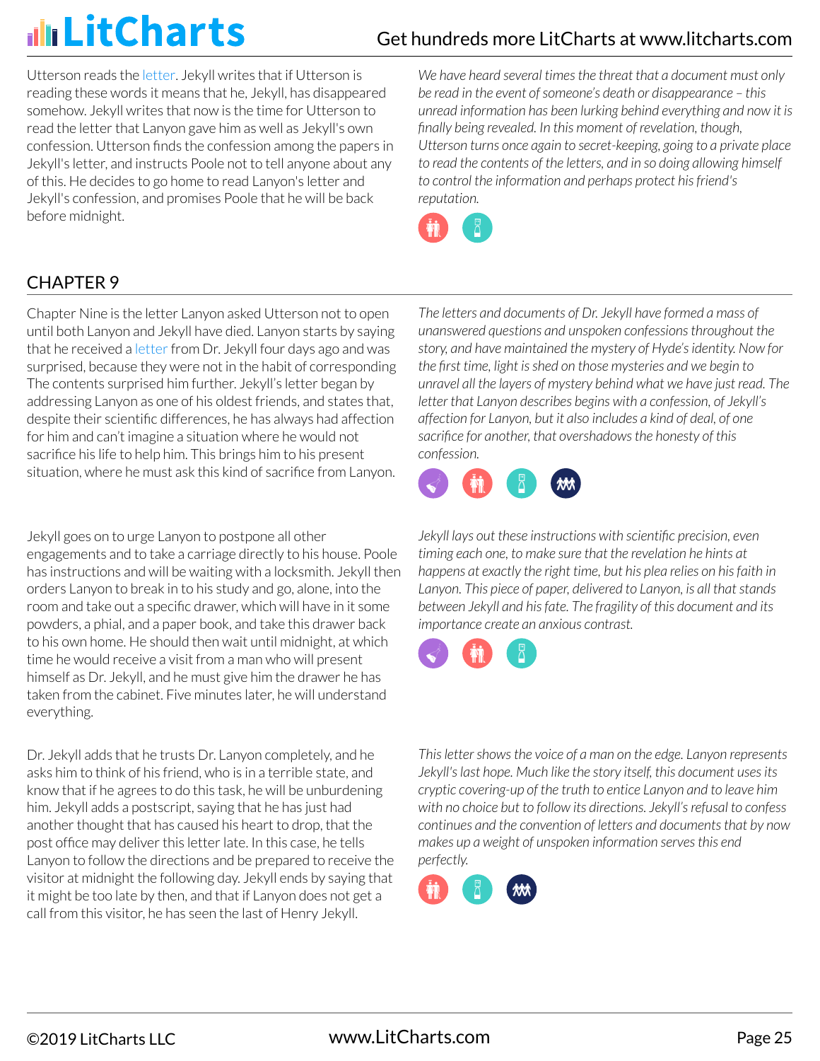Utterson reads the letter. Jekyll writes that if Utterson is reading these words it means that he, Jekyll, has disappeared somehow. Jekyll writes that now is the time for Utterson to read the letter that Lanyon gave him as well as Jekyll's own confession. Utterson finds the confession among the papers in Jekyll's letter, and instructs Poole not to tell anyone about any of this. He decides to go home to read Lanyon's letter and Jekyll's confession, and promises Poole that he will be back before midnight.

*We have heard several times the threat that a document must only be read in the event of someone's death or disappearance – this unread information has been lurking behind everything and now it is finally being revealed. In this moment of revelation, though, Utterson turns once again to secret-keeping, going to a private place to read the contents of the letters, and in so doing allowing himself to control the information and perhaps protect his friend's reputation.*

## CHAPTER 9

Chapter Nine is the letter Lanyon asked Utterson not to open until both Lanyon and Jekyll have died. Lanyon starts by saying that he received a letter from Dr. Jekyll four days ago and was surprised, because they were not in the habit of corresponding The contents surprised him further. Jekyll's letter began by addressing Lanyon as one of his oldest friends, and states that, despite their scientific differences, he has always had affection for him and can't imagine a situation where he would not sacrifice his life to help him. This brings him to his present situation, where he must ask this kind of sacrifice from Lanyon.

*The letters and documents of Dr. Jekyll have formed a mass of unanswered questions and unspoken confessions throughout the story, and have maintained the mystery of Hyde's identity. Now for the first time, light is shed on those mysteries and we begin to unravel all the layers of mystery behind what we have just read. The letter that Lanyon describes begins with a confession, of Jekyll's affection for Lanyon, but it also includes a kind of deal, of one sacrifice for another, that overshadows the honesty of this confession.*

Jekyll goes on to urge Lanyon to postpone all other engagements and to take a carriage directly to his house. Poole has instructions and will be waiting with a locksmith. Jekyll then orders Lanyon to break in to his study and go, alone, into the room and take out a specific drawer, which will have in it some powders, a phial, and a paper book, and take this drawer back to his own home. He should then wait until midnight, at which time he would receive a visit from a man who will present himself as Dr. Jekyll, and he must give him the drawer he has taken from the cabinet. Five minutes later, he will understand everything.

*Jekyll lays out these instructions with scientific precision, even timing each one, to make sure that the revelation he hints at happens at exactly the right time, but his plea relies on his faith in Lanyon. This piece of paper, delivered to Lanyon, is all that stands between Jekyll and his fate. The fragility of this document and its importance create an anxious contrast.*

Dr. Jekyll adds that he trusts Dr. Lanyon completely, and he asks him to think of his friend, who is in a terrible state, and know that if he agrees to do this task, he will be unburdening him. Jekyll adds a postscript, saying that he has just had another thought that has caused his heart to drop, that the post office may deliver this letter late. In this case, he tells Lanyon to follow the directions and be prepared to receive the visitor at midnight the following day. Jekyll ends by saying that it might be too late by then, and that if Lanyon does not get a call from this visitor, he has seen the last of Henry Jekyll.

*This letter shows the voice of a man on the edge. Lanyon represents Jekyll's last hope. Much like the story itself, this document uses its cryptic covering-up of the truth to entice Lanyon and to leave him with no choice but to follow its directions. Jekyll's refusal to confess continues and the convention of letters and documents that by now makes up a weight of unspoken information serves this end perfectly.*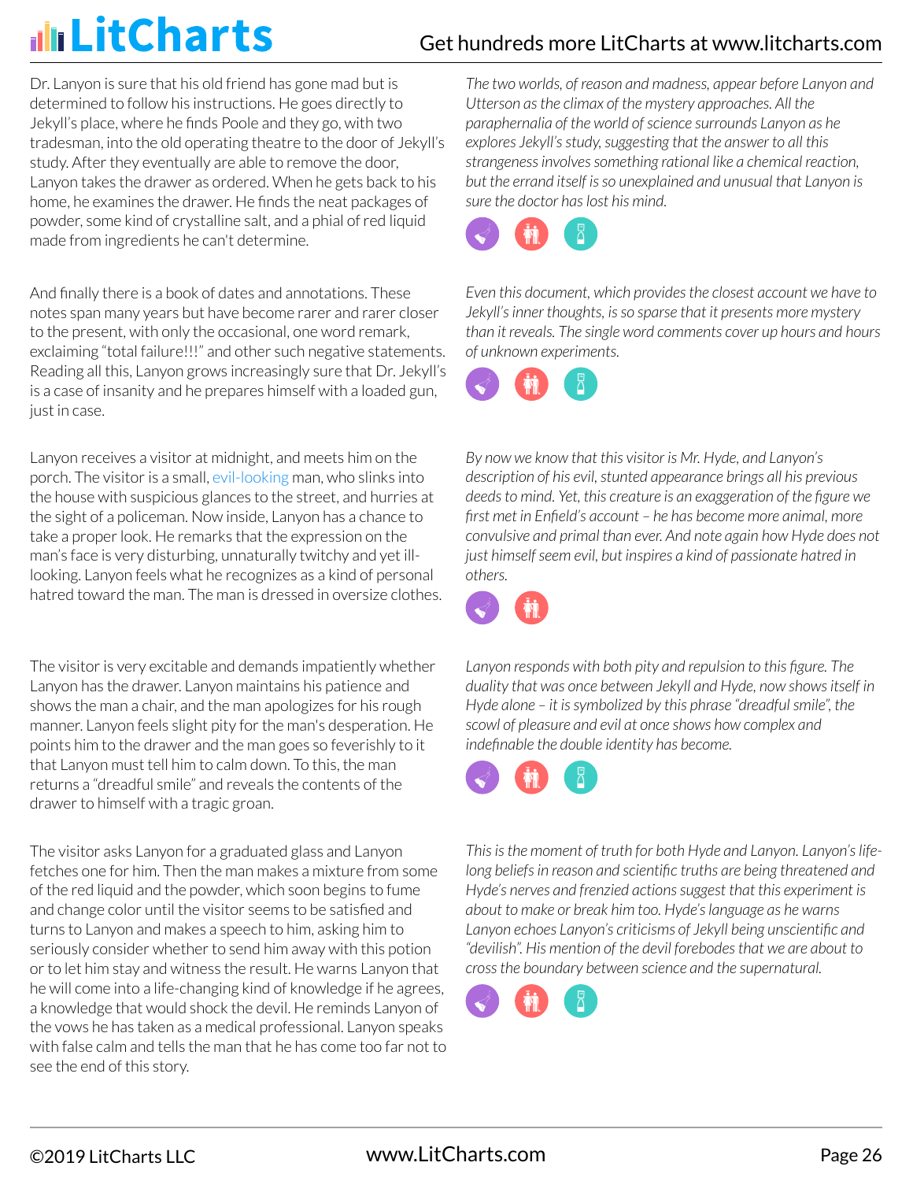Dr. Lanyon is sure that his old friend has gone mad but is determined to follow his instructions. He goes directly to Jekyll's place, where he finds Poole and they go, with two tradesman, into the old operating theatre to the door of Jekyll's study. After they eventually are able to remove the door, Lanyon takes the drawer as ordered. When he gets back to his home, he examines the drawer. He finds the neat packages of powder, some kind of crystalline salt, and a phial of red liquid made from ingredients he can't determine.

*The two worlds, of reason and madness, appear before Lanyon and Utterson as the climax of the mystery approaches. All the paraphernalia of the world of science surrounds Lanyon as he explores Jekyll's study, suggesting that the answer to all this strangeness involves something rational like a chemical reaction, but the errand itself is so unexplained and unusual that Lanyon is sure the doctor has lost his mind.*

And finally there is a book of dates and annotations. These notes span many years but have become rarer and rarer closer to the present, with only the occasional, one word remark, exclaiming "total failure!!!" and other such negative statements. Reading all this, Lanyon grows increasingly sure that Dr. Jekyll's is a case of insanity and he prepares himself with a loaded gun, just in case.

*Even this document, which provides the closest account we have to Jekyll's inner thoughts, is so sparse that it presents more mystery than it reveals. The single word comments cover up hours and hours of unknown experiments.*

Lanyon receives a visitor at midnight, and meets him on the porch. The visitor is a small, evil-looking man, who slinks into the house with suspicious glances to the street, and hurries at the sight of a policeman. Now inside, Lanyon has a chance to take a proper look. He remarks that the expression on the man's face is very disturbing, unnaturally twitchy and yet ill-looking. Lanyon feels what he recognizes as a kind of personal hatred toward the man. The man is dressed in oversize clothes.

*By now we know that this visitor is Mr. Hyde, and Lanyon's description of his evil, stunted appearance brings all his previous deeds to mind. Yet, this creature is an exaggeration of the figure we first met in Enfield's account – he has become more animal, more convulsive and primal than ever. And note again how Hyde does not just himself seem evil, but inspires a kind of passionate hatred in others.*

The visitor is very excitable and demands impatiently whether Lanyon has the drawer. Lanyon maintains his patience and shows the man a chair, and the man apologizes for his rough manner. Lanyon feels slight pity for the man's desperation. He points him to the drawer and the man goes so feverishly to it that Lanyon must tell him to calm down. To this, the man returns a "dreadful smile" and reveals the contents of the drawer to himself with a tragic groan.

*Lanyon responds with both pity and repulsion to this figure. The duality that was once between Jekyll and Hyde, now shows itself in Hyde alone – it is symbolized by this phrase "dreadful smile", the scowl of pleasure and evil at once shows how complex and indefinable the double identity has become.*

The visitor asks Lanyon for a graduated glass and Lanyon fetches one for him. Then the man makes a mixture from some of the red liquid and the powder, which soon begins to fume and change color until the visitor seems to be satisfied and turns to Lanyon and makes a speech to him, asking him to seriously consider whether to send him away with this potion or to let him stay and witness the result. He warns Lanyon that he will come into a life-changing kind of knowledge if he agrees, a knowledge that would shock the devil. He reminds Lanyon of the vows he has taken as a medical professional. Lanyon speaks with false calm and tells the man that he has come too far not to see the end of this story.

*This is the moment of truth for both Hyde and Lanyon. Lanyon's life-long beliefs in reason and scientific truths are being threatened and Hyde's nerves and frenzied actions suggest that this experiment is about to make or break him too. Hyde's language as he warns Lanyon echoes Lanyon's criticisms of Jekyll being unscientific and "devilish". His mention of the devil forebodes that we are about to cross the boundary between science and the supernatural.*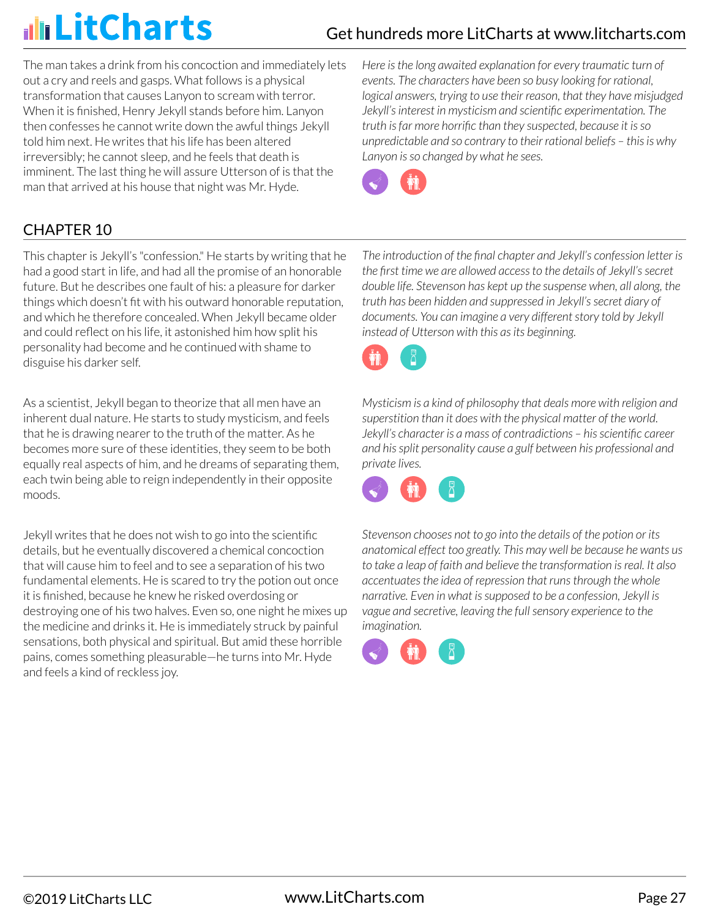The man takes a drink from his concoction and immediately lets out a cry and reels and gasps. What follows is a physical transformation that causes Lanyon to scream with terror. When it is finished, Henry Jekyll stands before him. Lanyon then confesses he cannot write down the awful things Jekyll told him next. He writes that his life has been altered irreversibly; he cannot sleep, and he feels that death is imminent. The last thing he will assure Utterson of is that the man that arrived at his house that night was Mr. Hyde.

*Here is the long awaited explanation for every traumatic turn of events. The characters have been so busy looking for rational, logical answers, trying to use their reason, that they have misjudged Jekyll's interest in mysticism and scientific experimentation. The truth is far more horrific than they suspected, because it is so unpredictable and so contrary to their rational beliefs – this is why Lanyon is so changed by what he sees.*

## CHAPTER 10

This chapter is Jekyll's "confession." He starts by writing that he had a good start in life, and had all the promise of an honorable future. But he describes one fault of his: a pleasure for darker things which doesn't fit with his outward honorable reputation, and which he therefore concealed. When Jekyll became older and could reflect on his life, it astonished him how split his personality had become and he continued with shame to disguise his darker self.

*The introduction of the final chapter and Jekyll's confession letter is the first time we are allowed access to the details of Jekyll's secret double life. Stevenson has kept up the suspense when, all along, the truth has been hidden and suppressed in Jekyll's secret diary of documents. You can imagine a very different story told by Jekyll instead of Utterson with this as its beginning.*

As a scientist, Jekyll began to theorize that all men have an inherent dual nature. He starts to study mysticism, and feels that he is drawing nearer to the truth of the matter. As he becomes more sure of these identities, they seem to be both equally real aspects of him, and he dreams of separating them, each twin being able to reign independently in their opposite moods.

*Mysticism is a kind of philosophy that deals more with religion and superstition than it does with the physical matter of the world. Jekyll's character is a mass of contradictions – his scientific career and his split personality cause a gulf between his professional and private lives.*

Jekyll writes that he does not wish to go into the scientific details, but he eventually discovered a chemical concoction that will cause him to feel and to see a separation of his two fundamental elements. He is scared to try the potion out once it is finished, because he knew he risked overdosing or destroying one of his two halves. Even so, one night he mixes up the medicine and drinks it. He is immediately struck by painful sensations, both physical and spiritual. But amid these horrible pains, comes something pleasurable—he turns into Mr. Hyde and feels a kind of reckless joy.

*Stevenson chooses not to go into the details of the potion or its anatomical effect too greatly. This may well be because he wants us to take a leap of faith and believe the transformation is real. It also accentuates the idea of repression that runs through the whole narrative. Even in what is supposed to be a confession, Jekyll is vague and secretive, leaving the full sensory experience to the imagination.*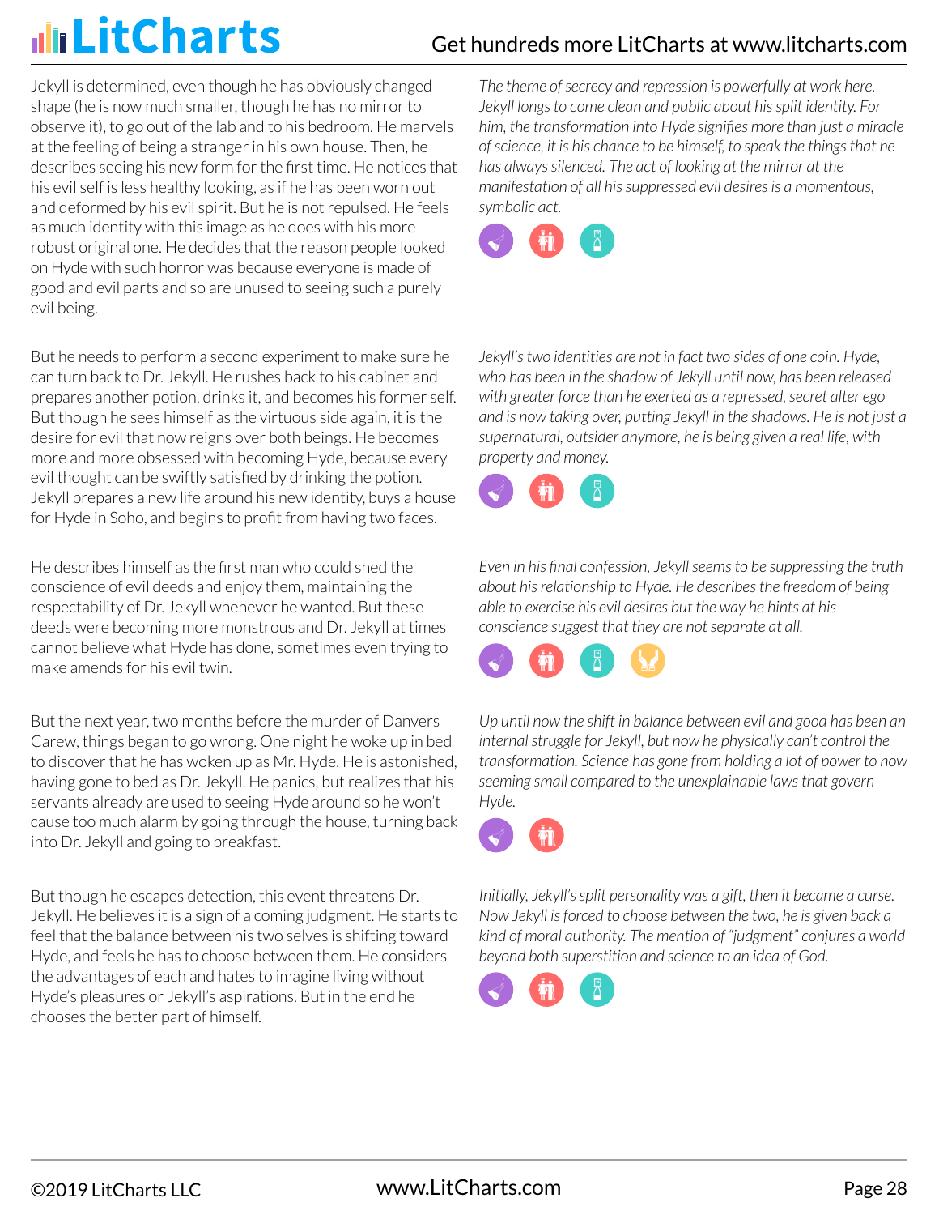Jekyll is determined, even though he has obviously changed shape (he is now much smaller, though he has no mirror to observe it), to go out of the lab and to his bedroom. He marvels at the feeling of being a stranger in his own house. Then, he describes seeing his new form for the first time. He notices that his evil self is less healthy looking, as if he has been worn out and deformed by his evil spirit. But he is not repulsed. He feels as much identity with this image as he does with his more robust original one. He decides that the reason people looked on Hyde with such horror was because everyone is made of good and evil parts and so are unused to seeing such a purely evil being.

*The theme of secrecy and repression is powerfully at work here. Jekyll longs to come clean and public about his split identity. For him, the transformation into Hyde signifies more than just a miracle of science, it is his chance to be himself, to speak the things that he has always silenced. The act of looking at the mirror at the manifestation of all his suppressed evil desires is a momentous, symbolic act.*

But he needs to perform a second experiment to make sure he can turn back to Dr. Jekyll. He rushes back to his cabinet and prepares another potion, drinks it, and becomes his former self. But though he sees himself as the virtuous side again, it is the desire for evil that now reigns over both beings. He becomes more and more obsessed with becoming Hyde, because every evil thought can be swiftly satisfied by drinking the potion. Jekyll prepares a new life around his new identity, buys a house for Hyde in Soho, and begins to profit from having two faces.

*Jekyll's two identities are not in fact two sides of one coin. Hyde, who has been in the shadow of Jekyll until now, has been released with greater force than he exerted as a repressed, secret alter ego and is now taking over, putting Jekyll in the shadows. He is not just a supernatural, outsider anymore, he is being given a real life, with property and money.*

He describes himself as the first man who could shed the conscience of evil deeds and enjoy them, maintaining the respectability of Dr. Jekyll whenever he wanted. But these deeds were becoming more monstrous and Dr. Jekyll at times cannot believe what Hyde has done, sometimes even trying to make amends for his evil twin.

*Even in his final confession, Jekyll seems to be suppressing the truth about his relationship to Hyde. He describes the freedom of being able to exercise his evil desires but the way he hints at his conscience suggest that they are not separate at all.*

But the next year, two months before the murder of Danvers Carew, things began to go wrong. One night he woke up in bed to discover that he has woken up as Mr. Hyde. He is astonished, having gone to bed as Dr. Jekyll. He panics, but realizes that his servants already are used to seeing Hyde around so he won't cause too much alarm by going through the house, turning back into Dr. Jekyll and going to breakfast.

*Up until now the shift in balance between evil and good has been an internal struggle for Jekyll, but now he physically can't control the transformation. Science has gone from holding a lot of power to now seeming small compared to the unexplainable laws that govern Hyde.*

But though he escapes detection, this event threatens Dr. Jekyll. He believes it is a sign of a coming judgment. He starts to feel that the balance between his two selves is shifting toward Hyde, and feels he has to choose between them. He considers the advantages of each and hates to imagine living without Hyde's pleasures or Jekyll's aspirations. But in the end he chooses the better part of himself.

*Initially, Jekyll's split personality was a gift, then it became a curse. Now Jekyll is forced to choose between the two, he is given back a kind of moral authority. The mention of "judgment" conjures a world beyond both superstition and science to an idea of God.*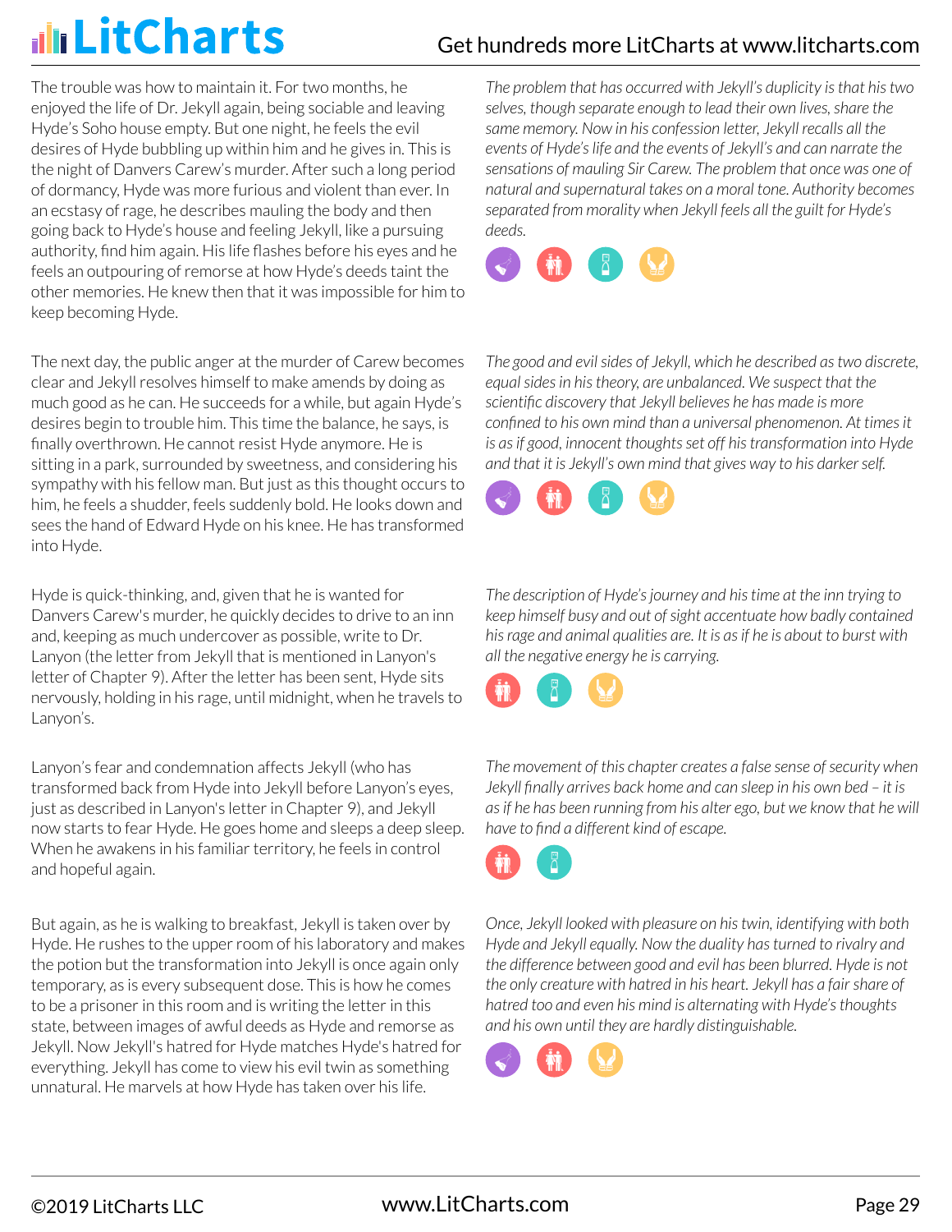The trouble was how to maintain it. For two months, he enjoyed the life of Dr. Jekyll again, being sociable and leaving Hyde's Soho house empty. But one night, he feels the evil desires of Hyde bubbling up within him and he gives in. This is the night of Danvers Carew's murder. After such a long period of dormancy, Hyde was more furious and violent than ever. In an ecstasy of rage, he describes mauling the body and then going back to Hyde's house and feeling Jekyll, like a pursuing authority, find him again. His life flashes before his eyes and he feels an outpouring of remorse at how Hyde's deeds taint the other memories. He knew then that it was impossible for him to keep becoming Hyde.

*The problem that has occurred with Jekyll's duplicity is that his two selves, though separate enough to lead their own lives, share the same memory. Now in his confession letter, Jekyll recalls all the events of Hyde's life and the events of Jekyll's and can narrate the sensations of mauling Sir Carew. The problem that once was one of natural and supernatural takes on a moral tone. Authority becomes separated from morality when Jekyll feels all the guilt for Hyde's deeds.*

The next day, the public anger at the murder of Carew becomes clear and Jekyll resolves himself to make amends by doing as much good as he can. He succeeds for a while, but again Hyde's desires begin to trouble him. This time the balance, he says, is finally overthrown. He cannot resist Hyde anymore. He is sitting in a park, surrounded by sweetness, and considering his sympathy with his fellow man. But just as this thought occurs to him, he feels a shudder, feels suddenly bold. He looks down and sees the hand of Edward Hyde on his knee. He has transformed into Hyde.

*The good and evil sides of Jekyll, which he described as two discrete, equal sides in his theory, are unbalanced. We suspect that the scientific discovery that Jekyll believes he has made is more confined to his own mind than a universal phenomenon. At times it is as if good, innocent thoughts set off his transformation into Hyde and that it is Jekyll's own mind that gives way to his darker self.*

Hyde is quick-thinking, and, given that he is wanted for Danvers Carew's murder, he quickly decides to drive to an inn and, keeping as much undercover as possible, write to Dr. Lanyon (the letter from Jekyll that is mentioned in Lanyon's letter of Chapter 9). After the letter has been sent, Hyde sits nervously, holding in his rage, until midnight, when he travels to Lanyon's.

*The description of Hyde's journey and his time at the inn trying to keep himself busy and out of sight accentuate how badly contained his rage and animal qualities are. It is as if he is about to burst with all the negative energy he is carrying.*

Lanyon's fear and condemnation affects Jekyll (who has transformed back from Hyde into Jekyll before Lanyon's eyes, just as described in Lanyon's letter in Chapter 9), and Jekyll now starts to fear Hyde. He goes home and sleeps a deep sleep. When he awakens in his familiar territory, he feels in control and hopeful again.

*The movement of this chapter creates a false sense of security when Jekyll finally arrives back home and can sleep in his own bed – it is as if he has been running from his alter ego, but we know that he will have to find a different kind of escape.*

But again, as he is walking to breakfast, Jekyll is taken over by Hyde. He rushes to the upper room of his laboratory and makes the potion but the transformation into Jekyll is once again only temporary, as is every subsequent dose. This is how he comes to be a prisoner in this room and is writing the letter in this state, between images of awful deeds as Hyde and remorse as Jekyll. Now Jekyll's hatred for Hyde matches Hyde's hatred for everything. Jekyll has come to view his evil twin as something unnatural. He marvels at how Hyde has taken over his life.

*Once, Jekyll looked with pleasure on his twin, identifying with both Hyde and Jekyll equally. Now the duality has turned to rivalry and the difference between good and evil has been blurred. Hyde is not the only creature with hatred in his heart. Jekyll has a fair share of hatred too and even his mind is alternating with Hyde's thoughts and his own until they are hardly distinguishable.*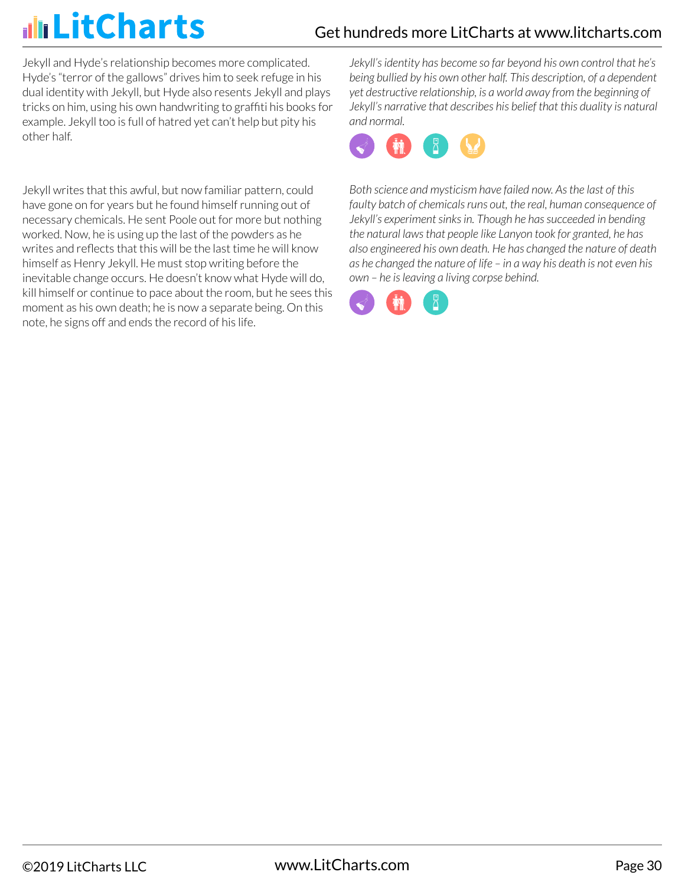Jekyll and Hyde's relationship becomes more complicated. Hyde's "terror of the gallows" drives him to seek refuge in his dual identity with Jekyll, but Hyde also resents Jekyll and plays tricks on him, using his own handwriting to graffiti his books for example. Jekyll too is full of hatred yet can't help but pity his other half.

*Jekyll's identity has become so far beyond his own control that he's being bullied by his own other half. This description, of a dependent yet destructive relationship, is a world away from the beginning of Jekyll's narrative that describes his belief that this duality is natural and normal.*

Jekyll writes that this awful, but now familiar pattern, could have gone on for years but he found himself running out of necessary chemicals. He sent Poole out for more but nothing worked. Now, he is using up the last of the powders as he writes and reflects that this will be the last time he will know himself as Henry Jekyll. He must stop writing before the inevitable change occurs. He doesn't know what Hyde will do, kill himself or continue to pace about the room, but he sees this moment as his own death; he is now a separate being. On this note, he signs off and ends the record of his life.

*Both science and mysticism have failed now. As the last of this faulty batch of chemicals runs out, the real, human consequence of Jekyll's experiment sinks in. Though he has succeeded in bending the natural laws that people like Lanyon took for granted, he has also engineered his own death. He has changed the nature of death as he changed the nature of life – in a way his death is not even his own – he is leaving a living corpse behind.*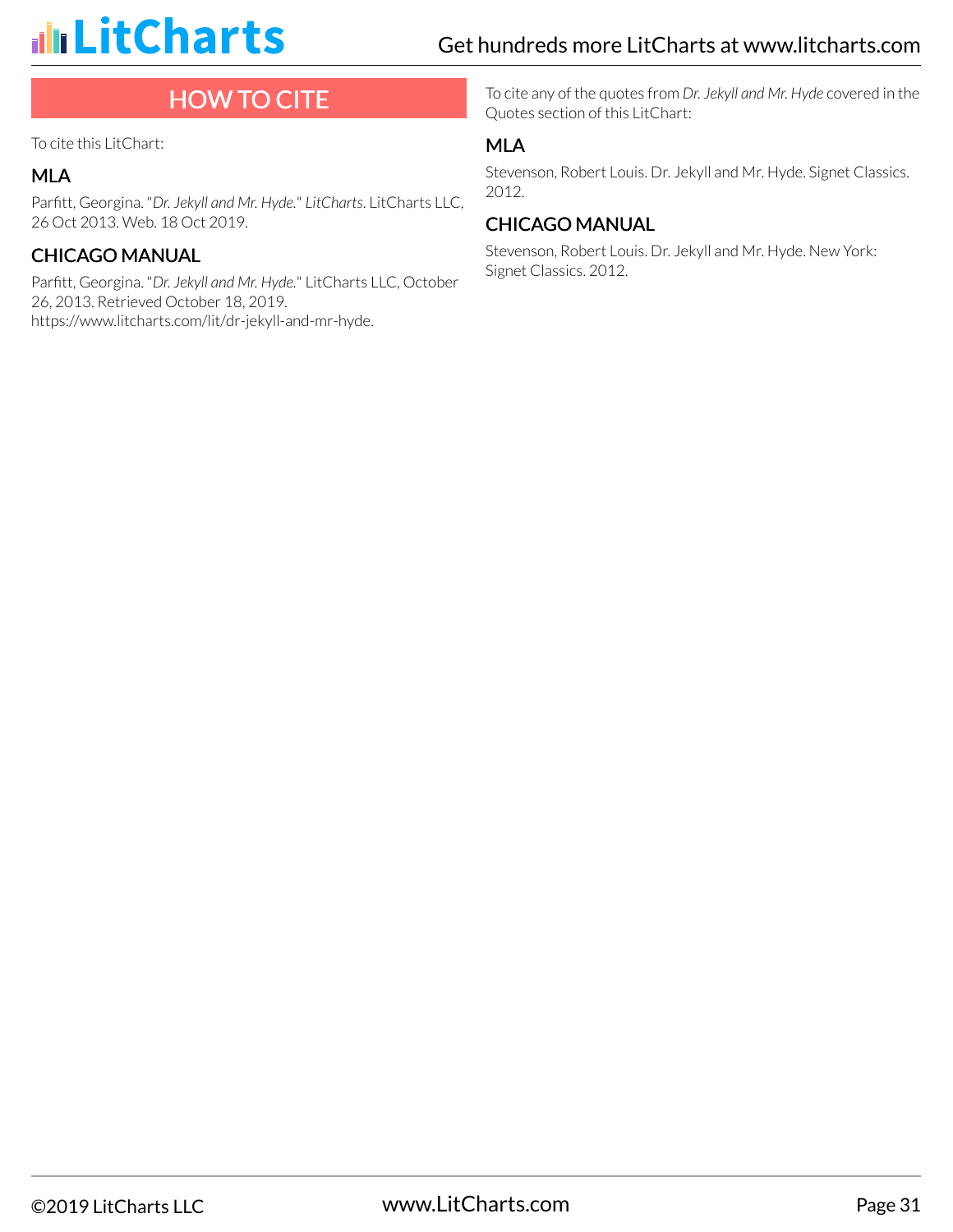## HOW TO CITE

To cite this LitChart:

### MLA

Parfitt, Georgina. "*Dr. Jekyll and Mr. Hyde.*" *LitCharts.* LitCharts LLC, 26 Oct 2013. Web. 18 Oct 2019.

### CHICAGO MANUAL

Parfitt, Georgina. "*Dr. Jekyll and Mr. Hyde.*" LitCharts LLC, October 26, 2013. Retrieved October 18, 2019. https://www.litcharts.com/lit/dr-jekyll-and-mr-hyde.

To cite any of the quotes from *Dr. Jekyll and Mr. Hyde* covered in the Quotes section of this LitChart:

### MLA

Stevenson, Robert Louis. Dr. Jekyll and Mr. Hyde. Signet Classics. 2012.

### CHICAGO MANUAL

Stevenson, Robert Louis. Dr. Jekyll and Mr. Hyde. New York: Signet Classics. 2012.